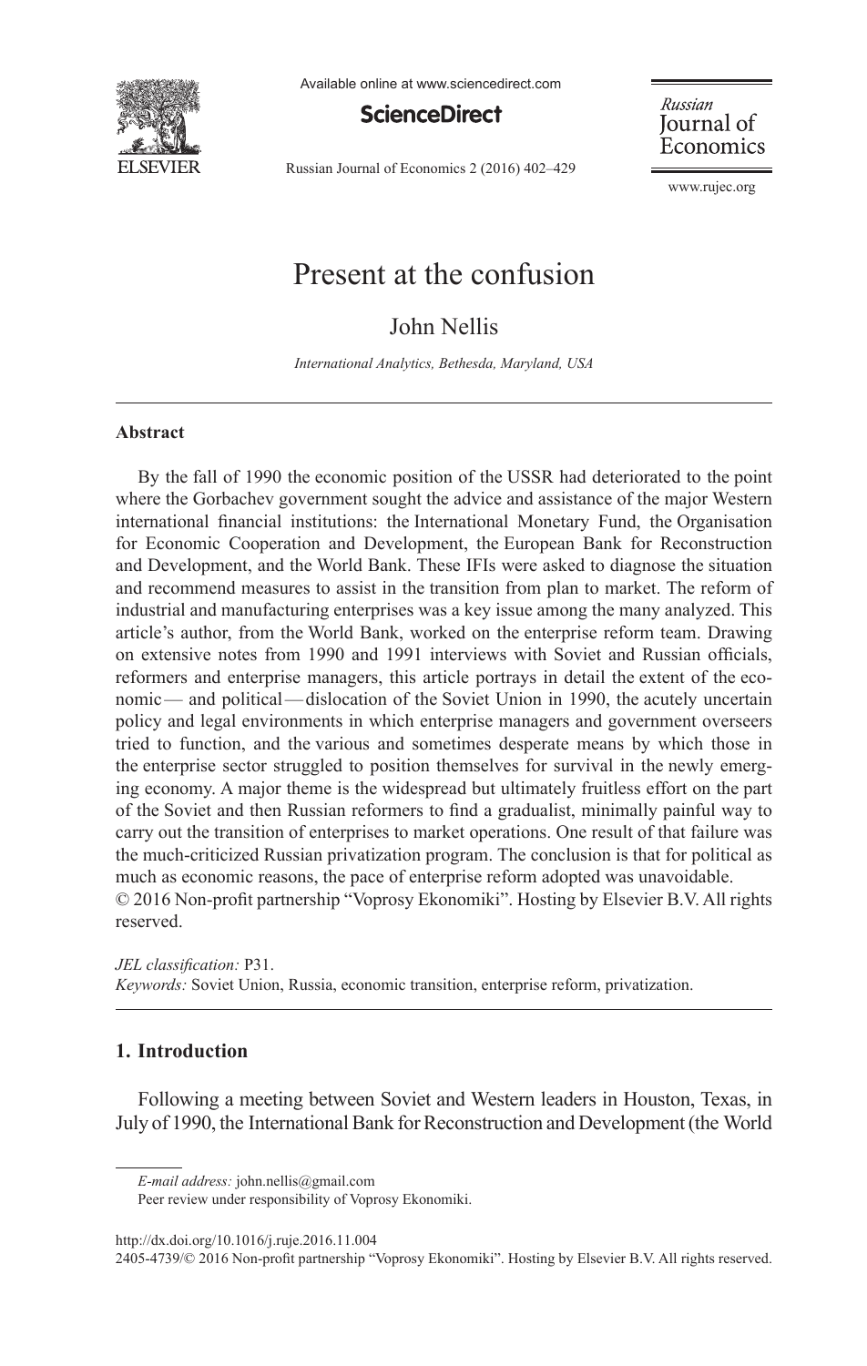# Present at the confusion

John Nellis

*International Analytics, Bethesda, Maryland, USA*

---

**Abstract**

By the fall of 1990 the economic position of the USSR had deteriorated to the point where the Gorbachev government sought the advice and assistance of the major Western international financial institutions: the International Monetary Fund, the Organisation for Economic Cooperation and Development, the European Bank for Reconstruction and Development, and the World Bank. These IFIs were asked to diagnose the situation and recommend measures to assist in the transition from plan to market. The reform of industrial and manufacturing enterprises was a key issue among the many analyzed. This article's author, from the World Bank, worked on the enterprise reform team. Drawing on extensive notes from 1990 and 1991 interviews with Soviet and Russian officials, reformers and enterprise managers, this article portrays in detail the extent of the economic — and political — dislocation of the Soviet Union in 1990, the acutely uncertain policy and legal environments in which enterprise managers and government overseers tried to function, and the various and sometimes desperate means by which those in the enterprise sector struggled to position themselves for survival in the newly emerging economy. A major theme is the widespread but ultimately fruitless effort on the part of the Soviet and then Russian reformers to find a gradualist, minimally painful way to carry out the transition of enterprises to market operations. One result of that failure was the much-criticized Russian privatization program. The conclusion is that for political as much as economic reasons, the pace of enterprise reform adopted was unavoidable.
© 2016 Non-profit partnership "Voprosy Ekonomiki". Hosting by Elsevier B.V. All rights reserved.

*JEL classification:* P31.
*Keywords:* Soviet Union, Russia, economic transition, enterprise reform, privatization.

---

## 1. Introduction

Following a meeting between Soviet and Western leaders in Houston, Texas, in July of 1990, the International Bank for Reconstruction and Development (the World

---

*E-mail address:* john.nellis@gmail.com
Peer review under responsibility of Voprosy Ekonomiki.

http://dx.doi.org/10.1016/j.ruje.2016.11.004
2405-4739/© 2016 Non-profit partnership "Voprosy Ekonomiki". Hosting by Elsevier B.V. All rights reserved.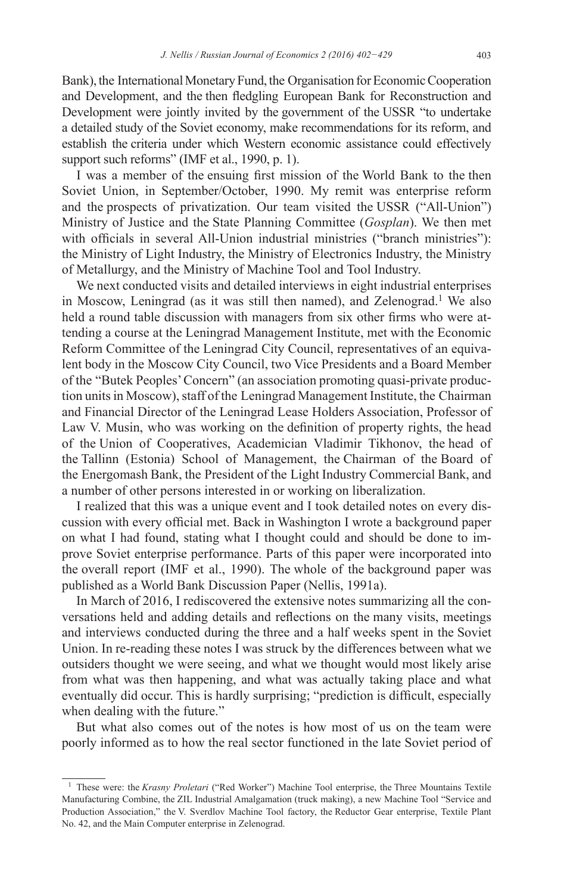Bank), the International Monetary Fund, the Organisation for Economic Cooperation and Development, and the then fledgling European Bank for Reconstruction and Development were jointly invited by the government of the USSR "to undertake a detailed study of the Soviet economy, make recommendations for its reform, and establish the criteria under which Western economic assistance could effectively support such reforms" (IMF et al., 1990, p. 1).

I was a member of the ensuing first mission of the World Bank to the then Soviet Union, in September/October, 1990. My remit was enterprise reform and the prospects of privatization. Our team visited the USSR ("All-Union") Ministry of Justice and the State Planning Committee (*Gosplan*). We then met with officials in several All-Union industrial ministries ("branch ministries"): the Ministry of Light Industry, the Ministry of Electronics Industry, the Ministry of Metallurgy, and the Ministry of Machine Tool and Tool Industry.

We next conducted visits and detailed interviews in eight industrial enterprises in Moscow, Leningrad (as it was still then named), and Zelenograd.[1] We also held a round table discussion with managers from six other firms who were attending a course at the Leningrad Management Institute, met with the Economic Reform Committee of the Leningrad City Council, representatives of an equivalent body in the Moscow City Council, two Vice Presidents and a Board Member of the "Butek Peoples' Concern" (an association promoting quasi-private production units in Moscow), staff of the Leningrad Management Institute, the Chairman and Financial Director of the Leningrad Lease Holders Association, Professor of Law V. Musin, who was working on the definition of property rights, the head of the Union of Cooperatives, Academician Vladimir Tikhonov, the head of the Tallinn (Estonia) School of Management, the Chairman of the Board of the Energomash Bank, the President of the Light Industry Commercial Bank, and a number of other persons interested in or working on liberalization.

I realized that this was a unique event and I took detailed notes on every discussion with every official met. Back in Washington I wrote a background paper on what I had found, stating what I thought could and should be done to improve Soviet enterprise performance. Parts of this paper were incorporated into the overall report (IMF et al., 1990). The whole of the background paper was published as a World Bank Discussion Paper (Nellis, 1991a).

In March of 2016, I rediscovered the extensive notes summarizing all the conversations held and adding details and reflections on the many visits, meetings and interviews conducted during the three and a half weeks spent in the Soviet Union. In re-reading these notes I was struck by the differences between what we outsiders thought we were seeing, and what we thought would most likely arise from what was then happening, and what was actually taking place and what eventually did occur. This is hardly surprising; "prediction is difficult, especially when dealing with the future."

But what also comes out of the notes is how most of us on the team were poorly informed as to how the real sector functioned in the late Soviet period of

---

[1] These were: the *Krasny Proletari* ("Red Worker") Machine Tool enterprise, the Three Mountains Textile Manufacturing Combine, the ZIL Industrial Amalgamation (truck making), a new Machine Tool "Service and Production Association," the V. Sverdlov Machine Tool factory, the Reductor Gear enterprise, Textile Plant No. 42, and the Main Computer enterprise in Zelenograd.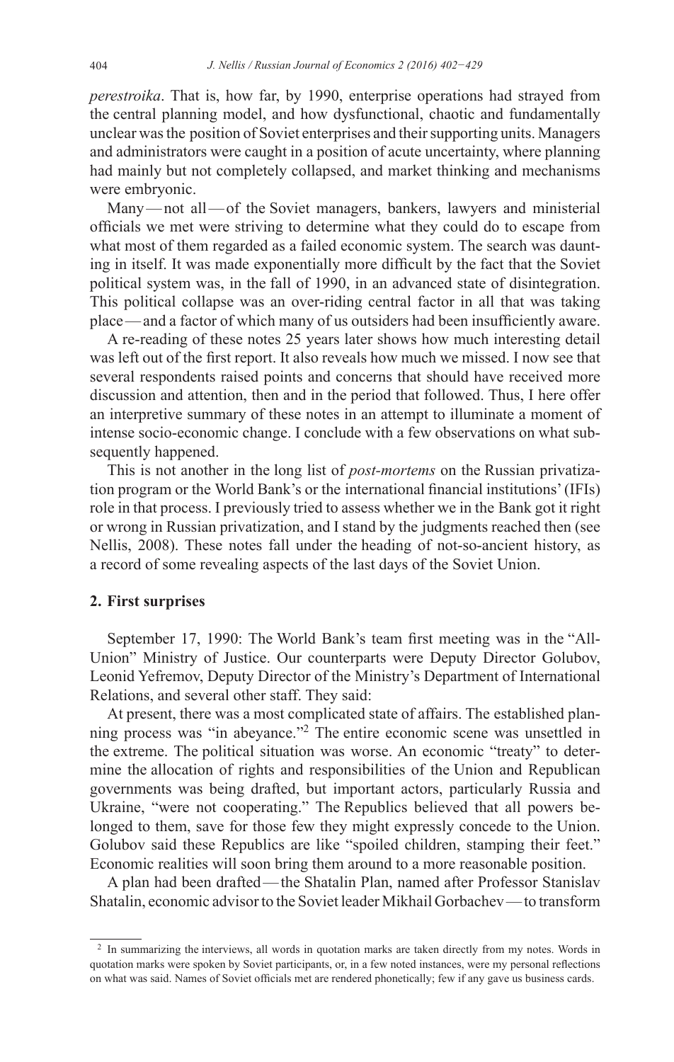*perestroika*. That is, how far, by 1990, enterprise operations had strayed from the central planning model, and how dysfunctional, chaotic and fundamentally unclear was the position of Soviet enterprises and their supporting units. Managers and administrators were caught in a position of acute uncertainty, where planning had mainly but not completely collapsed, and market thinking and mechanisms were embryonic.

Many — not all — of the Soviet managers, bankers, lawyers and ministerial officials we met were striving to determine what they could do to escape from what most of them regarded as a failed economic system. The search was daunting in itself. It was made exponentially more difficult by the fact that the Soviet political system was, in the fall of 1990, in an advanced state of disintegration. This political collapse was an over-riding central factor in all that was taking place — and a factor of which many of us outsiders had been insufficiently aware.

A re-reading of these notes 25 years later shows how much interesting detail was left out of the first report. It also reveals how much we missed. I now see that several respondents raised points and concerns that should have received more discussion and attention, then and in the period that followed. Thus, I here offer an interpretive summary of these notes in an attempt to illuminate a moment of intense socio-economic change. I conclude with a few observations on what subsequently happened.

This is not another in the long list of *post-mortems* on the Russian privatization program or the World Bank's or the international financial institutions' (IFIs) role in that process. I previously tried to assess whether we in the Bank got it right or wrong in Russian privatization, and I stand by the judgments reached then (see Nellis, 2008). These notes fall under the heading of not-so-ancient history, as a record of some revealing aspects of the last days of the Soviet Union.

## 2. First surprises

September 17, 1990: The World Bank's team first meeting was in the "All-Union" Ministry of Justice. Our counterparts were Deputy Director Golubov, Leonid Yefremov, Deputy Director of the Ministry's Department of International Relations, and several other staff. They said:

At present, there was a most complicated state of affairs. The established planning process was "in abeyance."[2] The entire economic scene was unsettled in the extreme. The political situation was worse. An economic "treaty" to determine the allocation of rights and responsibilities of the Union and Republican governments was being drafted, but important actors, particularly Russia and Ukraine, "were not cooperating." The Republics believed that all powers belonged to them, save for those few they might expressly concede to the Union. Golubov said these Republics are like "spoiled children, stamping their feet." Economic realities will soon bring them around to a more reasonable position.

A plan had been drafted — the Shatalin Plan, named after Professor Stanislav Shatalin, economic advisor to the Soviet leader Mikhail Gorbachev — to transform

[2] In summarizing the interviews, all words in quotation marks are taken directly from my notes. Words in quotation marks were spoken by Soviet participants, or, in a few noted instances, were my personal reflections on what was said. Names of Soviet officials met are rendered phonetically; few if any gave us business cards.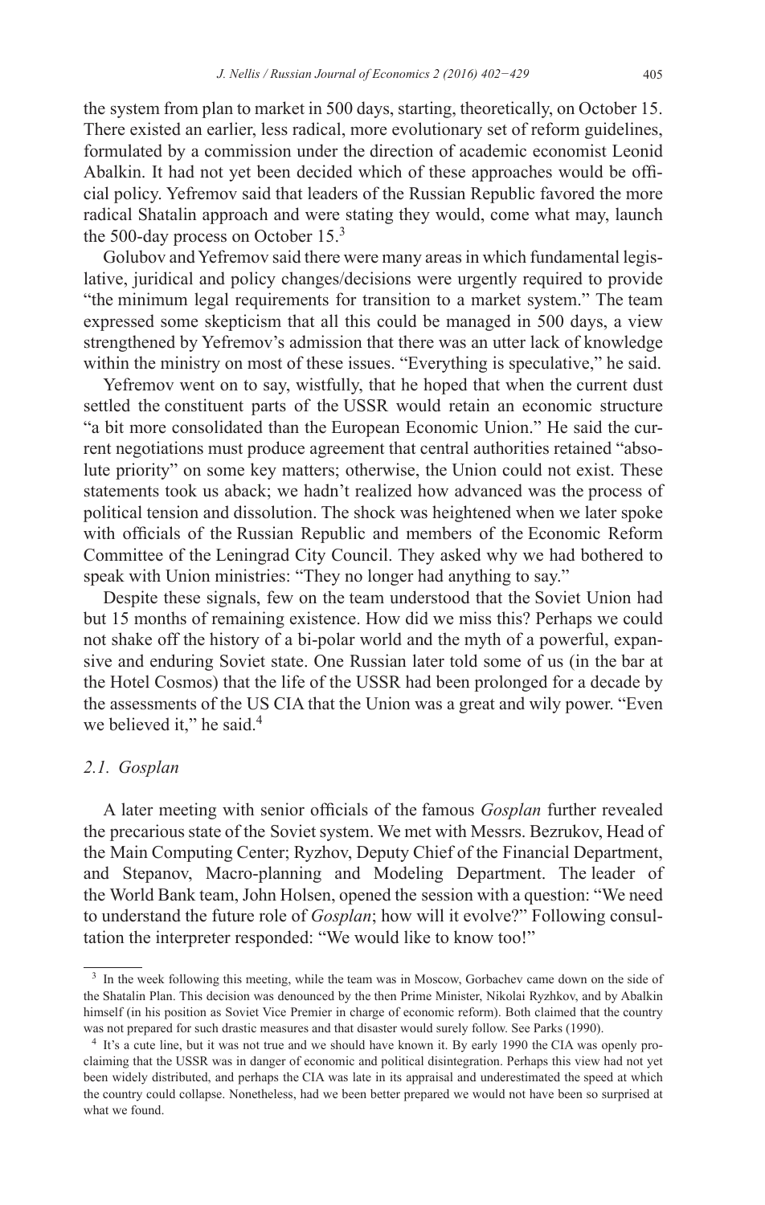the system from plan to market in 500 days, starting, theoretically, on October 15. There existed an earlier, less radical, more evolutionary set of reform guidelines, formulated by a commission under the direction of academic economist Leonid Abalkin. It had not yet been decided which of these approaches would be official policy. Yefremov said that leaders of the Russian Republic favored the more radical Shatalin approach and were stating they would, come what may, launch the 500-day process on October 15.[3]

Golubov and Yefremov said there were many areas in which fundamental legislative, juridical and policy changes/decisions were urgently required to provide "the minimum legal requirements for transition to a market system." The team expressed some skepticism that all this could be managed in 500 days, a view strengthened by Yefremov's admission that there was an utter lack of knowledge within the ministry on most of these issues. "Everything is speculative," he said.

Yefremov went on to say, wistfully, that he hoped that when the current dust settled the constituent parts of the USSR would retain an economic structure "a bit more consolidated than the European Economic Union." He said the current negotiations must produce agreement that central authorities retained "absolute priority" on some key matters; otherwise, the Union could not exist. These statements took us aback; we hadn't realized how advanced was the process of political tension and dissolution. The shock was heightened when we later spoke with officials of the Russian Republic and members of the Economic Reform Committee of the Leningrad City Council. They asked why we had bothered to speak with Union ministries: "They no longer had anything to say."

Despite these signals, few on the team understood that the Soviet Union had but 15 months of remaining existence. How did we miss this? Perhaps we could not shake off the history of a bi-polar world and the myth of a powerful, expansive and enduring Soviet state. One Russian later told some of us (in the bar at the Hotel Cosmos) that the life of the USSR had been prolonged for a decade by the assessments of the US CIA that the Union was a great and wily power. "Even we believed it," he said.[4]

### *2.1. Gosplan*

A later meeting with senior officials of the famous *Gosplan* further revealed the precarious state of the Soviet system. We met with Messrs. Bezrukov, Head of the Main Computing Center; Ryzhov, Deputy Chief of the Financial Department, and Stepanov, Macro-planning and Modeling Department. The leader of the World Bank team, John Holsen, opened the session with a question: "We need to understand the future role of *Gosplan*; how will it evolve?" Following consultation the interpreter responded: "We would like to know too!"

---

[3] In the week following this meeting, while the team was in Moscow, Gorbachev came down on the side of the Shatalin Plan. This decision was denounced by the then Prime Minister, Nikolai Ryzhkov, and by Abalkin himself (in his position as Soviet Vice Premier in charge of economic reform). Both claimed that the country was not prepared for such drastic measures and that disaster would surely follow. See Parks (1990).

[4] It's a cute line, but it was not true and we should have known it. By early 1990 the CIA was openly proclaiming that the USSR was in danger of economic and political disintegration. Perhaps this view had not yet been widely distributed, and perhaps the CIA was late in its appraisal and underestimated the speed at which the country could collapse. Nonetheless, had we been better prepared we would not have been so surprised at what we found.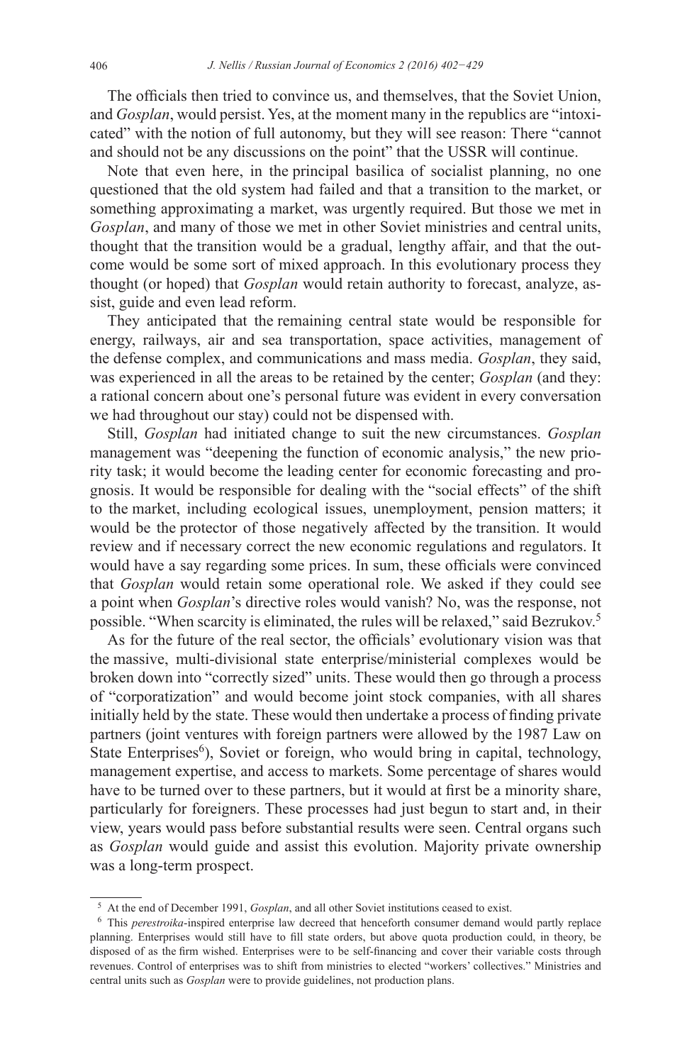The officials then tried to convince us, and themselves, that the Soviet Union, and *Gosplan*, would persist. Yes, at the moment many in the republics are "intoxicated" with the notion of full autonomy, but they will see reason: There "cannot and should not be any discussions on the point" that the USSR will continue.

Note that even here, in the principal basilica of socialist planning, no one questioned that the old system had failed and that a transition to the market, or something approximating a market, was urgently required. But those we met in *Gosplan*, and many of those we met in other Soviet ministries and central units, thought that the transition would be a gradual, lengthy affair, and that the outcome would be some sort of mixed approach. In this evolutionary process they thought (or hoped) that *Gosplan* would retain authority to forecast, analyze, assist, guide and even lead reform.

They anticipated that the remaining central state would be responsible for energy, railways, air and sea transportation, space activities, management of the defense complex, and communications and mass media. *Gosplan*, they said, was experienced in all the areas to be retained by the center; *Gosplan* (and they: a rational concern about one's personal future was evident in every conversation we had throughout our stay) could not be dispensed with.

Still, *Gosplan* had initiated change to suit the new circumstances. *Gosplan* management was "deepening the function of economic analysis," the new priority task; it would become the leading center for economic forecasting and prognosis. It would be responsible for dealing with the "social effects" of the shift to the market, including ecological issues, unemployment, pension matters; it would be the protector of those negatively affected by the transition. It would review and if necessary correct the new economic regulations and regulators. It would have a say regarding some prices. In sum, these officials were convinced that *Gosplan* would retain some operational role. We asked if they could see a point when *Gosplan*'s directive roles would vanish? No, was the response, not possible. "When scarcity is eliminated, the rules will be relaxed," said Bezrukov.[5]

As for the future of the real sector, the officials' evolutionary vision was that the massive, multi-divisional state enterprise/ministerial complexes would be broken down into "correctly sized" units. These would then go through a process of "corporatization" and would become joint stock companies, with all shares initially held by the state. These would then undertake a process of finding private partners (joint ventures with foreign partners were allowed by the 1987 Law on State Enterprises[6]), Soviet or foreign, who would bring in capital, technology, management expertise, and access to markets. Some percentage of shares would have to be turned over to these partners, but it would at first be a minority share, particularly for foreigners. These processes had just begun to start and, in their view, years would pass before substantial results were seen. Central organs such as *Gosplan* would guide and assist this evolution. Majority private ownership was a long-term prospect.

---

[5] At the end of December 1991, *Gosplan*, and all other Soviet institutions ceased to exist.

[6] This *perestroika*-inspired enterprise law decreed that henceforth consumer demand would partly replace planning. Enterprises would still have to fill state orders, but above quota production could, in theory, be disposed of as the firm wished. Enterprises were to be self-financing and cover their variable costs through revenues. Control of enterprises was to shift from ministries to elected "workers' collectives." Ministries and central units such as *Gosplan* were to provide guidelines, not production plans.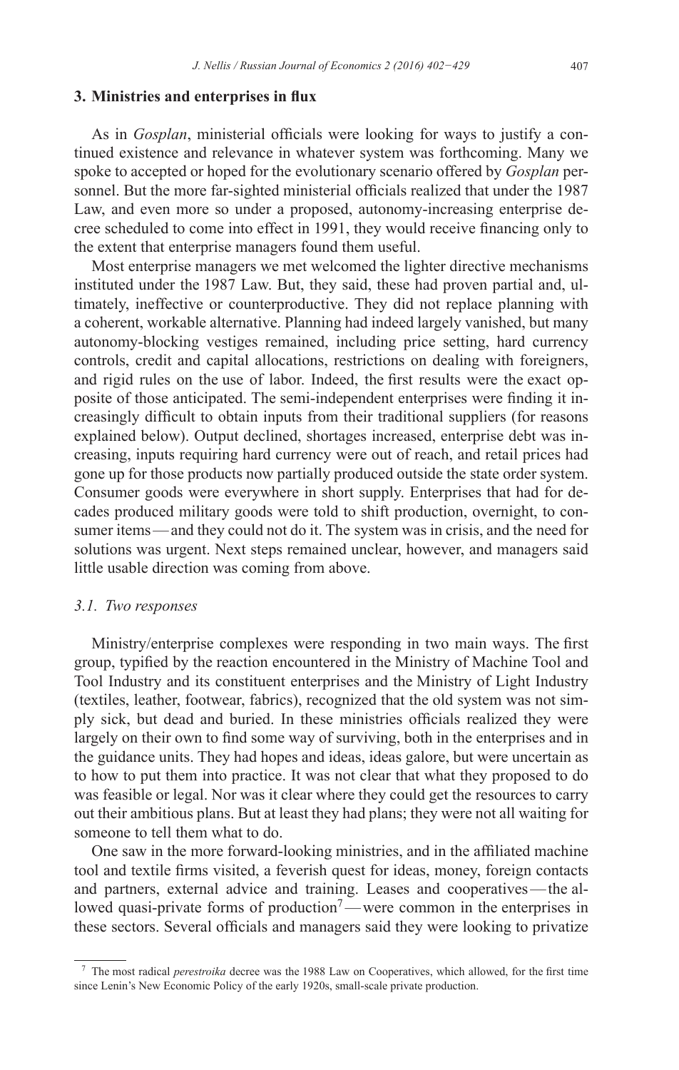## 3. Ministries and enterprises in flux

As in *Gosplan*, ministerial officials were looking for ways to justify a continued existence and relevance in whatever system was forthcoming. Many we spoke to accepted or hoped for the evolutionary scenario offered by *Gosplan* personnel. But the more far-sighted ministerial officials realized that under the 1987 Law, and even more so under a proposed, autonomy-increasing enterprise decree scheduled to come into effect in 1991, they would receive financing only to the extent that enterprise managers found them useful.

Most enterprise managers we met welcomed the lighter directive mechanisms instituted under the 1987 Law. But, they said, these had proven partial and, ultimately, ineffective or counterproductive. They did not replace planning with a coherent, workable alternative. Planning had indeed largely vanished, but many autonomy-blocking vestiges remained, including price setting, hard currency controls, credit and capital allocations, restrictions on dealing with foreigners, and rigid rules on the use of labor. Indeed, the first results were the exact opposite of those anticipated. The semi-independent enterprises were finding it increasingly difficult to obtain inputs from their traditional suppliers (for reasons explained below). Output declined, shortages increased, enterprise debt was increasing, inputs requiring hard currency were out of reach, and retail prices had gone up for those products now partially produced outside the state order system. Consumer goods were everywhere in short supply. Enterprises that had for decades produced military goods were told to shift production, overnight, to consumer items — and they could not do it. The system was in crisis, and the need for solutions was urgent. Next steps remained unclear, however, and managers said little usable direction was coming from above.

### *3.1. Two responses*

Ministry/enterprise complexes were responding in two main ways. The first group, typified by the reaction encountered in the Ministry of Machine Tool and Tool Industry and its constituent enterprises and the Ministry of Light Industry (textiles, leather, footwear, fabrics), recognized that the old system was not simply sick, but dead and buried. In these ministries officials realized they were largely on their own to find some way of surviving, both in the enterprises and in the guidance units. They had hopes and ideas, ideas galore, but were uncertain as to how to put them into practice. It was not clear that what they proposed to do was feasible or legal. Nor was it clear where they could get the resources to carry out their ambitious plans. But at least they had plans; they were not all waiting for someone to tell them what to do.

One saw in the more forward-looking ministries, and in the affiliated machine tool and textile firms visited, a feverish quest for ideas, money, foreign contacts and partners, external advice and training. Leases and cooperatives — the allowed quasi-private forms of production[7] — were common in the enterprises in these sectors. Several officials and managers said they were looking to privatize

[7] The most radical *perestroika* decree was the 1988 Law on Cooperatives, which allowed, for the first time since Lenin's New Economic Policy of the early 1920s, small-scale private production.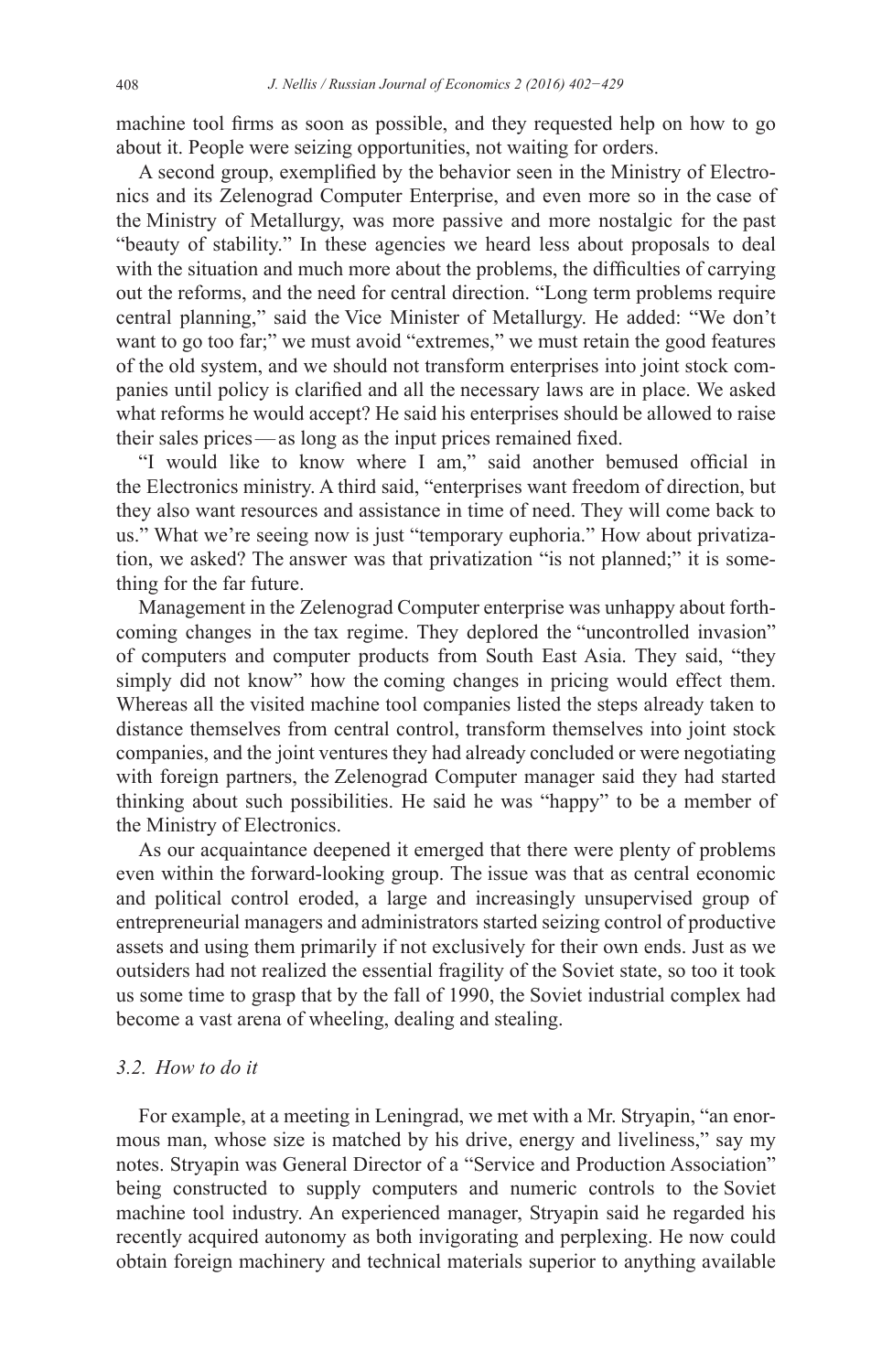machine tool firms as soon as possible, and they requested help on how to go about it. People were seizing opportunities, not waiting for orders.

A second group, exemplified by the behavior seen in the Ministry of Electronics and its Zelenograd Computer Enterprise, and even more so in the case of the Ministry of Metallurgy, was more passive and more nostalgic for the past "beauty of stability." In these agencies we heard less about proposals to deal with the situation and much more about the problems, the difficulties of carrying out the reforms, and the need for central direction. "Long term problems require central planning," said the Vice Minister of Metallurgy. He added: "We don't want to go too far;" we must avoid "extremes," we must retain the good features of the old system, and we should not transform enterprises into joint stock companies until policy is clarified and all the necessary laws are in place. We asked what reforms he would accept? He said his enterprises should be allowed to raise their sales prices — as long as the input prices remained fixed.

"I would like to know where I am," said another bemused official in the Electronics ministry. A third said, "enterprises want freedom of direction, but they also want resources and assistance in time of need. They will come back to us." What we're seeing now is just "temporary euphoria." How about privatization, we asked? The answer was that privatization "is not planned;" it is something for the far future.

Management in the Zelenograd Computer enterprise was unhappy about forthcoming changes in the tax regime. They deplored the "uncontrolled invasion" of computers and computer products from South East Asia. They said, "they simply did not know" how the coming changes in pricing would effect them. Whereas all the visited machine tool companies listed the steps already taken to distance themselves from central control, transform themselves into joint stock companies, and the joint ventures they had already concluded or were negotiating with foreign partners, the Zelenograd Computer manager said they had started thinking about such possibilities. He said he was "happy" to be a member of the Ministry of Electronics.

As our acquaintance deepened it emerged that there were plenty of problems even within the forward-looking group. The issue was that as central economic and political control eroded, a large and increasingly unsupervised group of entrepreneurial managers and administrators started seizing control of productive assets and using them primarily if not exclusively for their own ends. Just as we outsiders had not realized the essential fragility of the Soviet state, so too it took us some time to grasp that by the fall of 1990, the Soviet industrial complex had become a vast arena of wheeling, dealing and stealing.

### *3.2. How to do it*

For example, at a meeting in Leningrad, we met with a Mr. Stryapin, "an enormous man, whose size is matched by his drive, energy and liveliness," say my notes. Stryapin was General Director of a "Service and Production Association" being constructed to supply computers and numeric controls to the Soviet machine tool industry. An experienced manager, Stryapin said he regarded his recently acquired autonomy as both invigorating and perplexing. He now could obtain foreign machinery and technical materials superior to anything available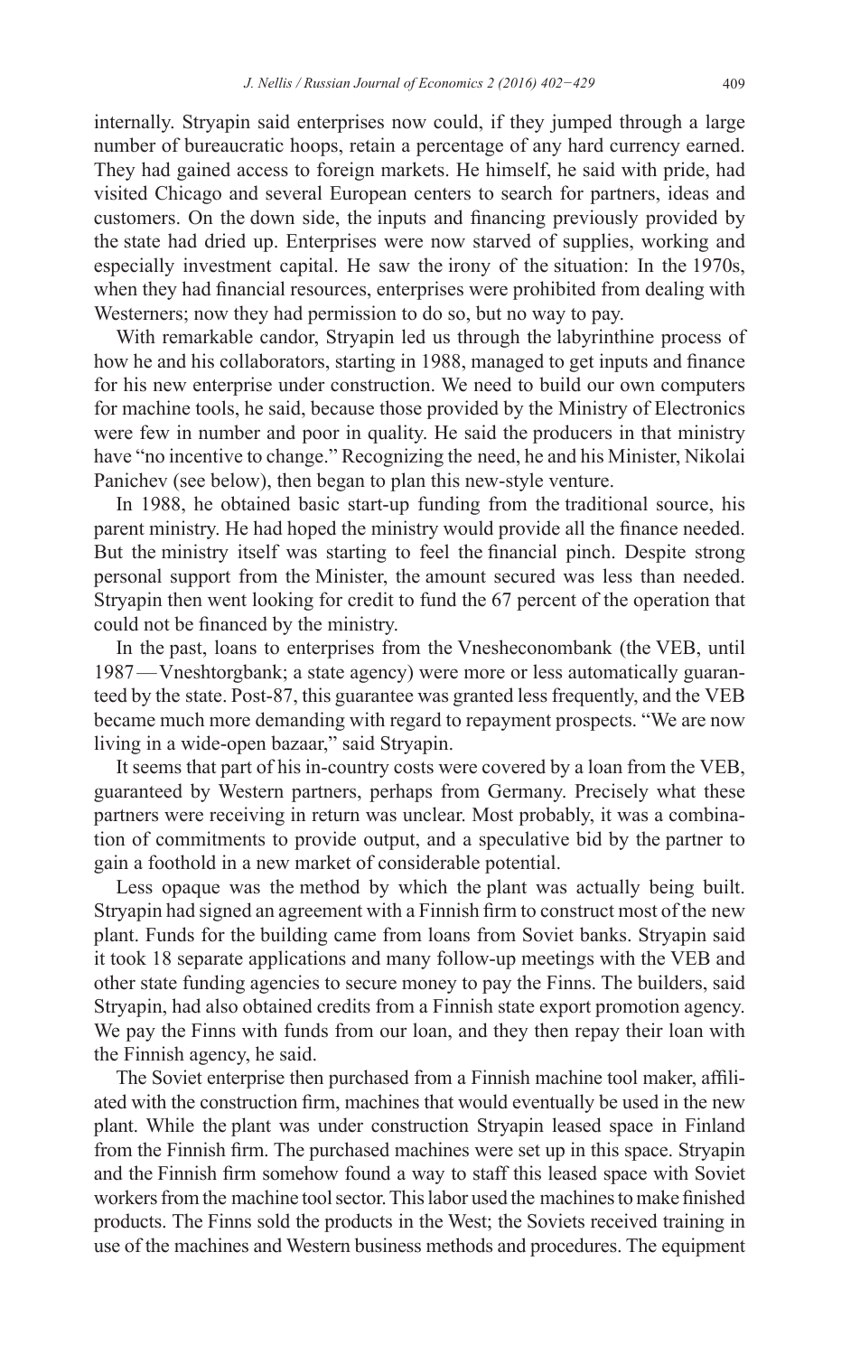internally. Stryapin said enterprises now could, if they jumped through a large number of bureaucratic hoops, retain a percentage of any hard currency earned. They had gained access to foreign markets. He himself, he said with pride, had visited Chicago and several European centers to search for partners, ideas and customers. On the down side, the inputs and financing previously provided by the state had dried up. Enterprises were now starved of supplies, working and especially investment capital. He saw the irony of the situation: In the 1970s, when they had financial resources, enterprises were prohibited from dealing with Westerners; now they had permission to do so, but no way to pay.

With remarkable candor, Stryapin led us through the labyrinthine process of how he and his collaborators, starting in 1988, managed to get inputs and finance for his new enterprise under construction. We need to build our own computers for machine tools, he said, because those provided by the Ministry of Electronics were few in number and poor in quality. He said the producers in that ministry have "no incentive to change." Recognizing the need, he and his Minister, Nikolai Panichev (see below), then began to plan this new-style venture.

In 1988, he obtained basic start-up funding from the traditional source, his parent ministry. He had hoped the ministry would provide all the finance needed. But the ministry itself was starting to feel the financial pinch. Despite strong personal support from the Minister, the amount secured was less than needed. Stryapin then went looking for credit to fund the 67 percent of the operation that could not be financed by the ministry.

In the past, loans to enterprises from the Vnesheconombank (the VEB, until 1987 — Vneshtorgbank; a state agency) were more or less automatically guaranteed by the state. Post-87, this guarantee was granted less frequently, and the VEB became much more demanding with regard to repayment prospects. "We are now living in a wide-open bazaar," said Stryapin.

It seems that part of his in-country costs were covered by a loan from the VEB, guaranteed by Western partners, perhaps from Germany. Precisely what these partners were receiving in return was unclear. Most probably, it was a combination of commitments to provide output, and a speculative bid by the partner to gain a foothold in a new market of considerable potential.

Less opaque was the method by which the plant was actually being built. Stryapin had signed an agreement with a Finnish firm to construct most of the new plant. Funds for the building came from loans from Soviet banks. Stryapin said it took 18 separate applications and many follow-up meetings with the VEB and other state funding agencies to secure money to pay the Finns. The builders, said Stryapin, had also obtained credits from a Finnish state export promotion agency. We pay the Finns with funds from our loan, and they then repay their loan with the Finnish agency, he said.

The Soviet enterprise then purchased from a Finnish machine tool maker, affiliated with the construction firm, machines that would eventually be used in the new plant. While the plant was under construction Stryapin leased space in Finland from the Finnish firm. The purchased machines were set up in this space. Stryapin and the Finnish firm somehow found a way to staff this leased space with Soviet workers from the machine tool sector. This labor used the machines to make finished products. The Finns sold the products in the West; the Soviets received training in use of the machines and Western business methods and procedures. The equipment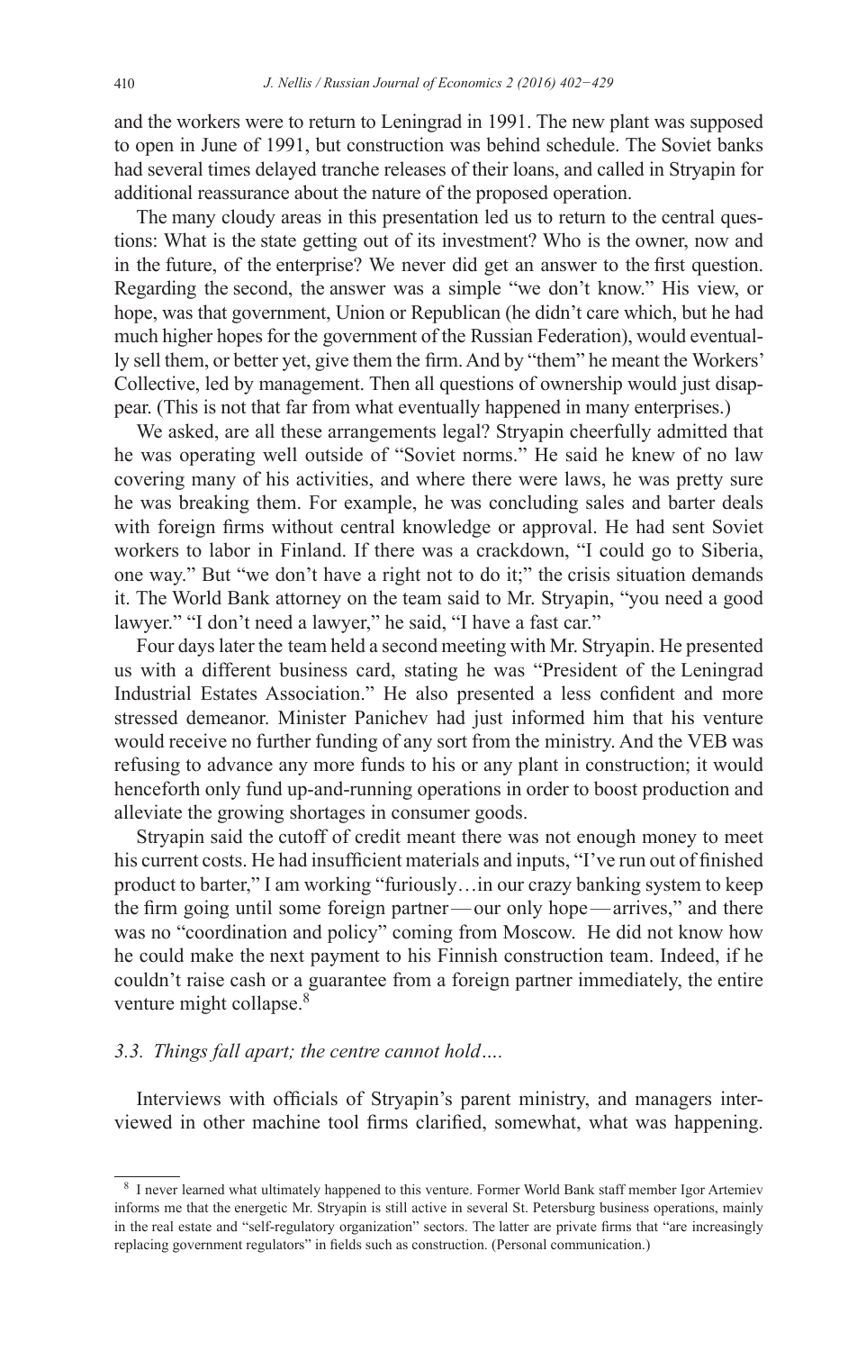and the workers were to return to Leningrad in 1991. The new plant was supposed to open in June of 1991, but construction was behind schedule. The Soviet banks had several times delayed tranche releases of their loans, and called in Stryapin for additional reassurance about the nature of the proposed operation.

The many cloudy areas in this presentation led us to return to the central questions: What is the state getting out of its investment? Who is the owner, now and in the future, of the enterprise? We never did get an answer to the first question. Regarding the second, the answer was a simple "we don't know." His view, or hope, was that government, Union or Republican (he didn't care which, but he had much higher hopes for the government of the Russian Federation), would eventually sell them, or better yet, give them the firm. And by "them" he meant the Workers' Collective, led by management. Then all questions of ownership would just disappear. (This is not that far from what eventually happened in many enterprises.)

We asked, are all these arrangements legal? Stryapin cheerfully admitted that he was operating well outside of "Soviet norms." He said he knew of no law covering many of his activities, and where there were laws, he was pretty sure he was breaking them. For example, he was concluding sales and barter deals with foreign firms without central knowledge or approval. He had sent Soviet workers to labor in Finland. If there was a crackdown, "I could go to Siberia, one way." But "we don't have a right not to do it;" the crisis situation demands it. The World Bank attorney on the team said to Mr. Stryapin, "you need a good lawyer." "I don't need a lawyer," he said, "I have a fast car."

Four days later the team held a second meeting with Mr. Stryapin. He presented us with a different business card, stating he was "President of the Leningrad Industrial Estates Association." He also presented a less confident and more stressed demeanor. Minister Panichev had just informed him that his venture would receive no further funding of any sort from the ministry. And the VEB was refusing to advance any more funds to his or any plant in construction; it would henceforth only fund up-and-running operations in order to boost production and alleviate the growing shortages in consumer goods.

Stryapin said the cutoff of credit meant there was not enough money to meet his current costs. He had insufficient materials and inputs, "I've run out of finished product to barter," I am working "furiously…in our crazy banking system to keep the firm going until some foreign partner — our only hope — arrives," and there was no "coordination and policy" coming from Moscow. He did not know how he could make the next payment to his Finnish construction team. Indeed, if he couldn't raise cash or a guarantee from a foreign partner immediately, the entire venture might collapse.[8]

### *3.3. Things fall apart; the centre cannot hold….*

Interviews with officials of Stryapin's parent ministry, and managers interviewed in other machine tool firms clarified, somewhat, what was happening.

---

[8] I never learned what ultimately happened to this venture. Former World Bank staff member Igor Artemiev informs me that the energetic Mr. Stryapin is still active in several St. Petersburg business operations, mainly in the real estate and "self-regulatory organization" sectors. The latter are private firms that "are increasingly replacing government regulators" in fields such as construction. (Personal communication.)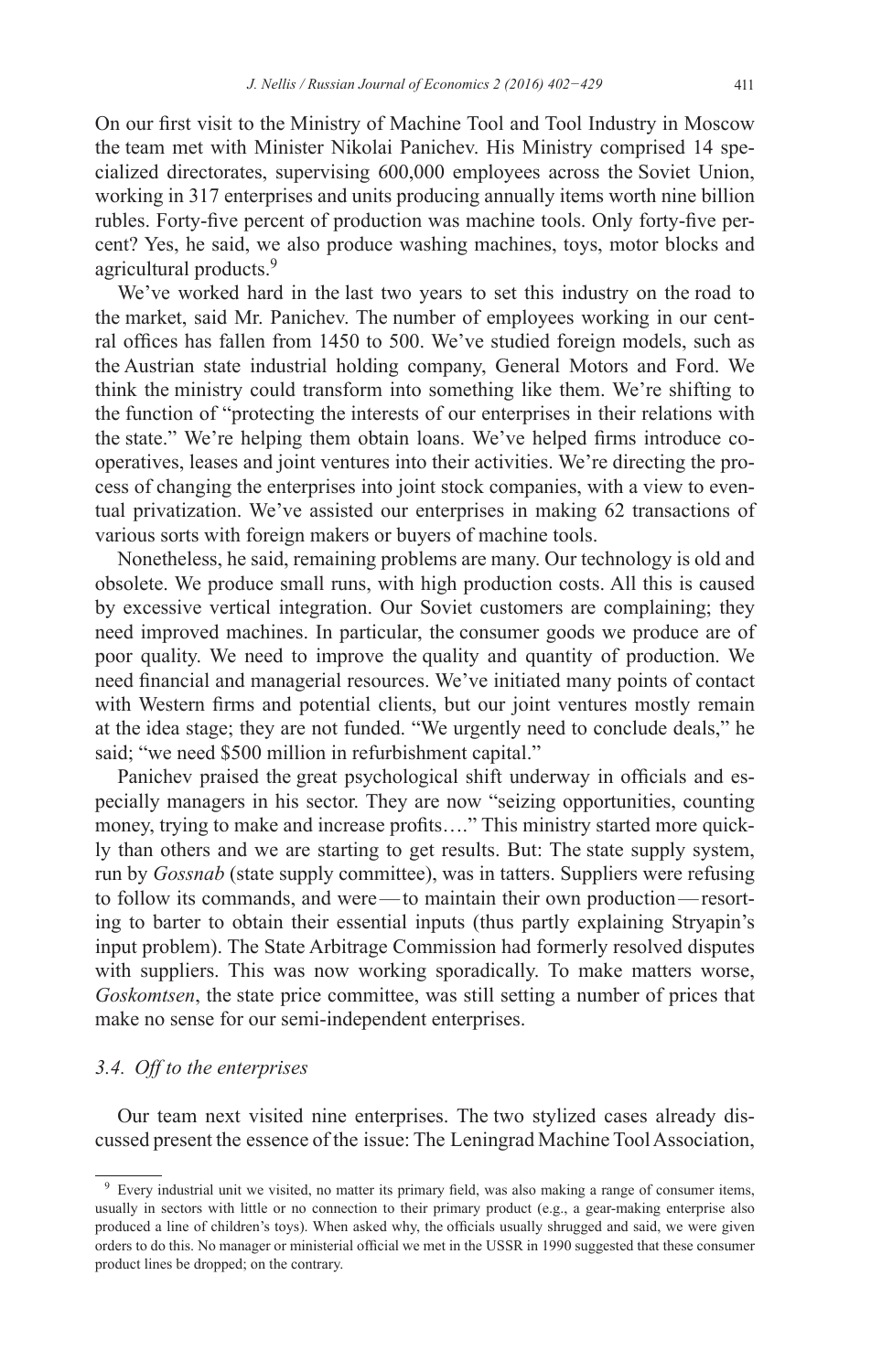On our first visit to the Ministry of Machine Tool and Tool Industry in Moscow the team met with Minister Nikolai Panichev. His Ministry comprised 14 specialized directorates, supervising 600,000 employees across the Soviet Union, working in 317 enterprises and units producing annually items worth nine billion rubles. Forty-five percent of production was machine tools. Only forty-five percent? Yes, he said, we also produce washing machines, toys, motor blocks and agricultural products.[9]

We've worked hard in the last two years to set this industry on the road to the market, said Mr. Panichev. The number of employees working in our central offices has fallen from 1450 to 500. We've studied foreign models, such as the Austrian state industrial holding company, General Motors and Ford. We think the ministry could transform into something like them. We're shifting to the function of "protecting the interests of our enterprises in their relations with the state." We're helping them obtain loans. We've helped firms introduce cooperatives, leases and joint ventures into their activities. We're directing the process of changing the enterprises into joint stock companies, with a view to eventual privatization. We've assisted our enterprises in making 62 transactions of various sorts with foreign makers or buyers of machine tools.

Nonetheless, he said, remaining problems are many. Our technology is old and obsolete. We produce small runs, with high production costs. All this is caused by excessive vertical integration. Our Soviet customers are complaining; they need improved machines. In particular, the consumer goods we produce are of poor quality. We need to improve the quality and quantity of production. We need financial and managerial resources. We've initiated many points of contact with Western firms and potential clients, but our joint ventures mostly remain at the idea stage; they are not funded. "We urgently need to conclude deals," he said; "we need $500 million in refurbishment capital."

Panichev praised the great psychological shift underway in officials and especially managers in his sector. They are now "seizing opportunities, counting money, trying to make and increase profits…." This ministry started more quickly than others and we are starting to get results. But: The state supply system, run by *Gossnab* (state supply committee), was in tatters. Suppliers were refusing to follow its commands, and were — to maintain their own production — resorting to barter to obtain their essential inputs (thus partly explaining Stryapin's input problem). The State Arbitrage Commission had formerly resolved disputes with suppliers. This was now working sporadically. To make matters worse, *Goskomtsen*, the state price committee, was still setting a number of prices that make no sense for our semi-independent enterprises.

### 3.4. Off to the enterprises

Our team next visited nine enterprises. The two stylized cases already discussed present the essence of the issue: The Leningrad Machine Tool Association,

[9] Every industrial unit we visited, no matter its primary field, was also making a range of consumer items, usually in sectors with little or no connection to their primary product (e.g., a gear-making enterprise also produced a line of children's toys). When asked why, the officials usually shrugged and said, we were given orders to do this. No manager or ministerial official we met in the USSR in 1990 suggested that these consumer product lines be dropped; on the contrary.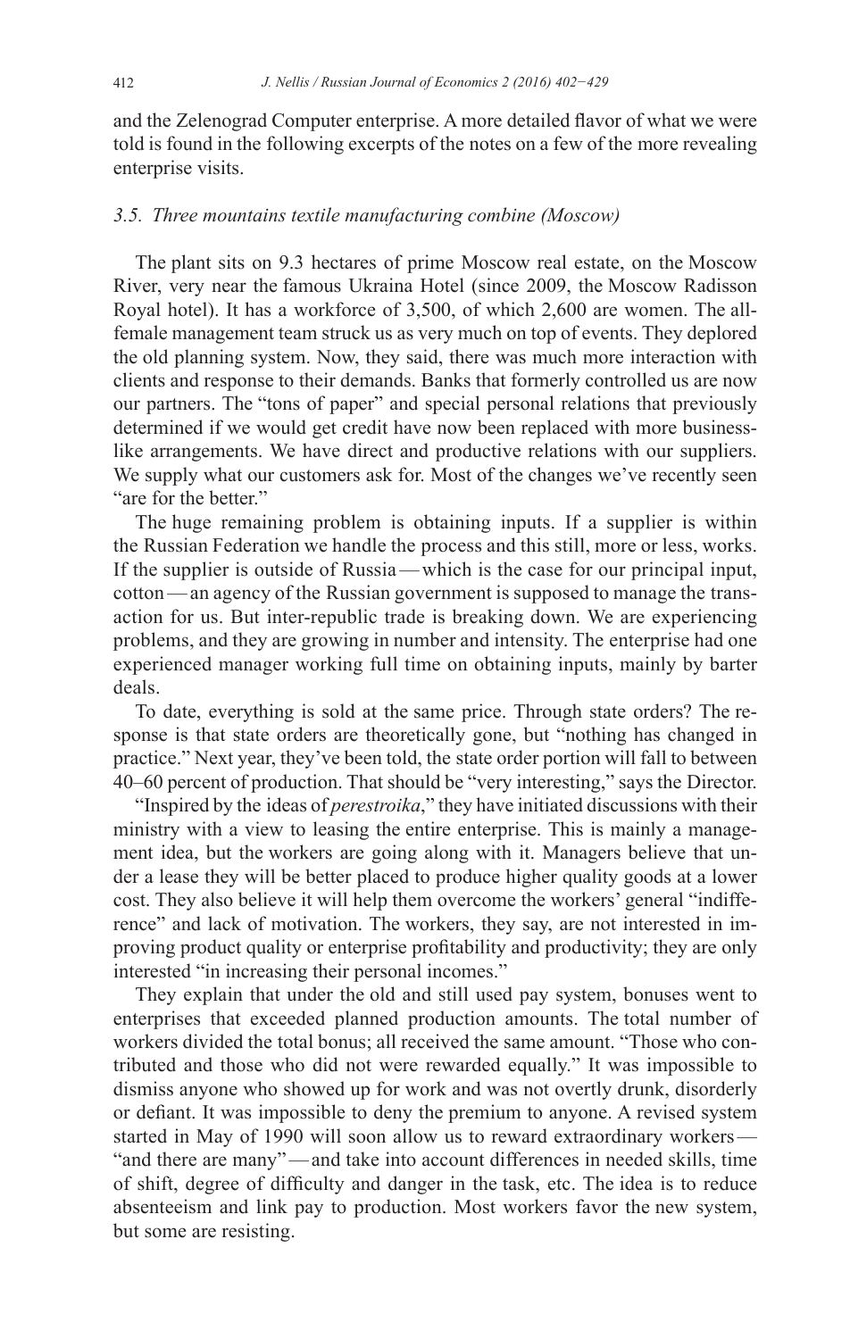and the Zelenograd Computer enterprise. A more detailed flavor of what we were told is found in the following excerpts of the notes on a few of the more revealing enterprise visits.

### *3.5. Three mountains textile manufacturing combine (Moscow)*

The plant sits on 9.3 hectares of prime Moscow real estate, on the Moscow River, very near the famous Ukraina Hotel (since 2009, the Moscow Radisson Royal hotel). It has a workforce of 3,500, of which 2,600 are women. The all-female management team struck us as very much on top of events. They deplored the old planning system. Now, they said, there was much more interaction with clients and response to their demands. Banks that formerly controlled us are now our partners. The "tons of paper" and special personal relations that previously determined if we would get credit have now been replaced with more business-like arrangements. We have direct and productive relations with our suppliers. We supply what our customers ask for. Most of the changes we've recently seen "are for the better."

The huge remaining problem is obtaining inputs. If a supplier is within the Russian Federation we handle the process and this still, more or less, works. If the supplier is outside of Russia — which is the case for our principal input, cotton — an agency of the Russian government is supposed to manage the transaction for us. But inter-republic trade is breaking down. We are experiencing problems, and they are growing in number and intensity. The enterprise had one experienced manager working full time on obtaining inputs, mainly by barter deals.

To date, everything is sold at the same price. Through state orders? The response is that state orders are theoretically gone, but "nothing has changed in practice." Next year, they've been told, the state order portion will fall to between 40–60 percent of production. That should be "very interesting," says the Director.

"Inspired by the ideas of *perestroika*," they have initiated discussions with their ministry with a view to leasing the entire enterprise. This is mainly a management idea, but the workers are going along with it. Managers believe that under a lease they will be better placed to produce higher quality goods at a lower cost. They also believe it will help them overcome the workers' general "indifference" and lack of motivation. The workers, they say, are not interested in improving product quality or enterprise profitability and productivity; they are only interested "in increasing their personal incomes."

They explain that under the old and still used pay system, bonuses went to enterprises that exceeded planned production amounts. The total number of workers divided the total bonus; all received the same amount. "Those who contributed and those who did not were rewarded equally." It was impossible to dismiss anyone who showed up for work and was not overtly drunk, disorderly or defiant. It was impossible to deny the premium to anyone. A revised system started in May of 1990 will soon allow us to reward extraordinary workers — "and there are many" — and take into account differences in needed skills, time of shift, degree of difficulty and danger in the task, etc. The idea is to reduce absenteeism and link pay to production. Most workers favor the new system, but some are resisting.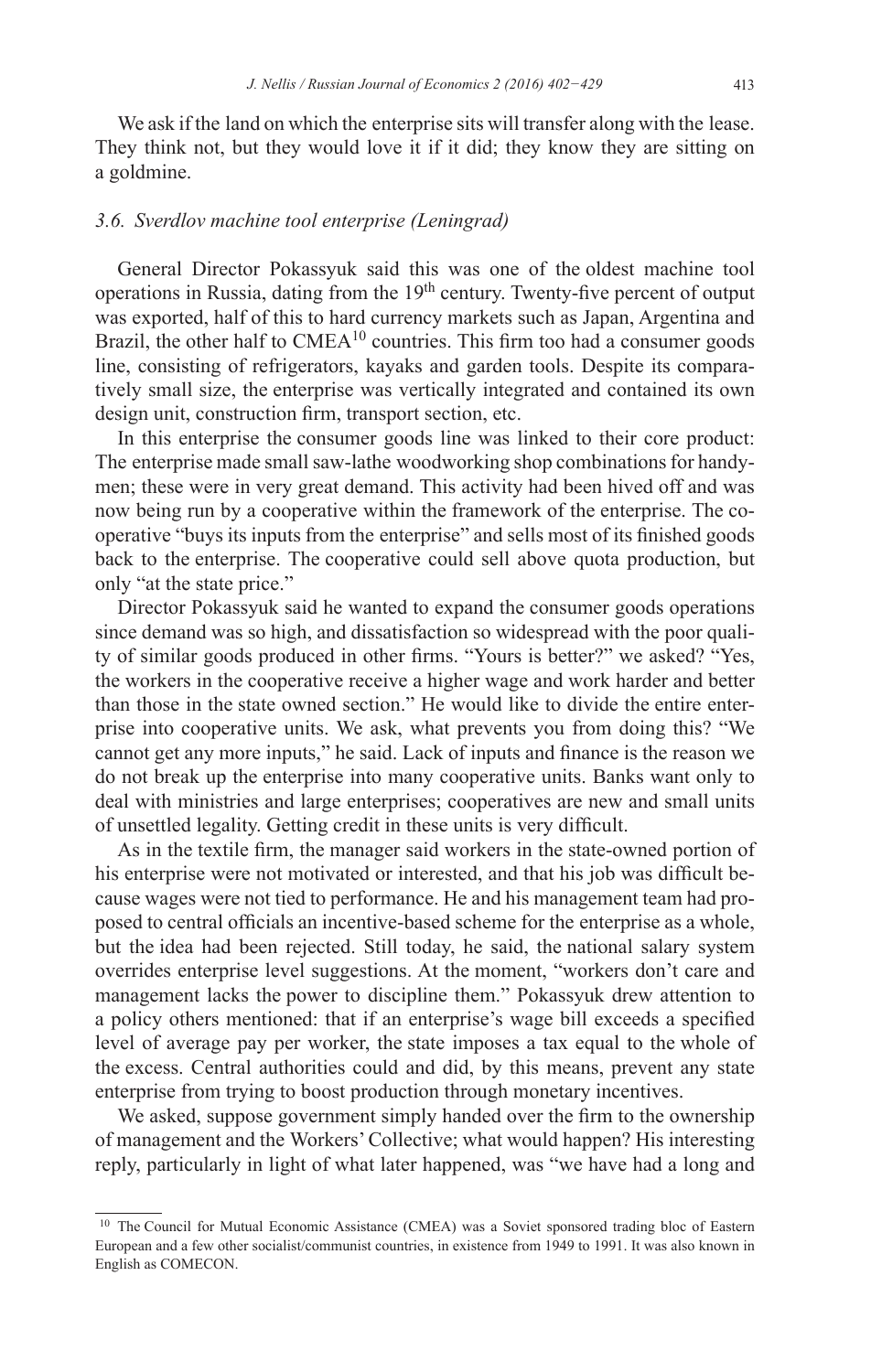We ask if the land on which the enterprise sits will transfer along with the lease. They think not, but they would love it if it did; they know they are sitting on a goldmine.

### *3.6. Sverdlov machine tool enterprise (Leningrad)*

General Director Pokassyuk said this was one of the oldest machine tool operations in Russia, dating from the 19th century. Twenty-five percent of output was exported, half of this to hard currency markets such as Japan, Argentina and Brazil, the other half to CMEA[10] countries. This firm too had a consumer goods line, consisting of refrigerators, kayaks and garden tools. Despite its comparatively small size, the enterprise was vertically integrated and contained its own design unit, construction firm, transport section, etc.

In this enterprise the consumer goods line was linked to their core product: The enterprise made small saw-lathe woodworking shop combinations for handymen; these were in very great demand. This activity had been hived off and was now being run by a cooperative within the framework of the enterprise. The cooperative "buys its inputs from the enterprise" and sells most of its finished goods back to the enterprise. The cooperative could sell above quota production, but only "at the state price."

Director Pokassyuk said he wanted to expand the consumer goods operations since demand was so high, and dissatisfaction so widespread with the poor quality of similar goods produced in other firms. "Yours is better?" we asked? "Yes, the workers in the cooperative receive a higher wage and work harder and better than those in the state owned section." He would like to divide the entire enterprise into cooperative units. We ask, what prevents you from doing this? "We cannot get any more inputs," he said. Lack of inputs and finance is the reason we do not break up the enterprise into many cooperative units. Banks want only to deal with ministries and large enterprises; cooperatives are new and small units of unsettled legality. Getting credit in these units is very difficult.

As in the textile firm, the manager said workers in the state-owned portion of his enterprise were not motivated or interested, and that his job was difficult because wages were not tied to performance. He and his management team had proposed to central officials an incentive-based scheme for the enterprise as a whole, but the idea had been rejected. Still today, he said, the national salary system overrides enterprise level suggestions. At the moment, "workers don't care and management lacks the power to discipline them." Pokassyuk drew attention to a policy others mentioned: that if an enterprise's wage bill exceeds a specified level of average pay per worker, the state imposes a tax equal to the whole of the excess. Central authorities could and did, by this means, prevent any state enterprise from trying to boost production through monetary incentives.

We asked, suppose government simply handed over the firm to the ownership of management and the Workers' Collective; what would happen? His interesting reply, particularly in light of what later happened, was "we have had a long and

---

[10] The Council for Mutual Economic Assistance (CMEA) was a Soviet sponsored trading bloc of Eastern European and a few other socialist/communist countries, in existence from 1949 to 1991. It was also known in English as COMECON.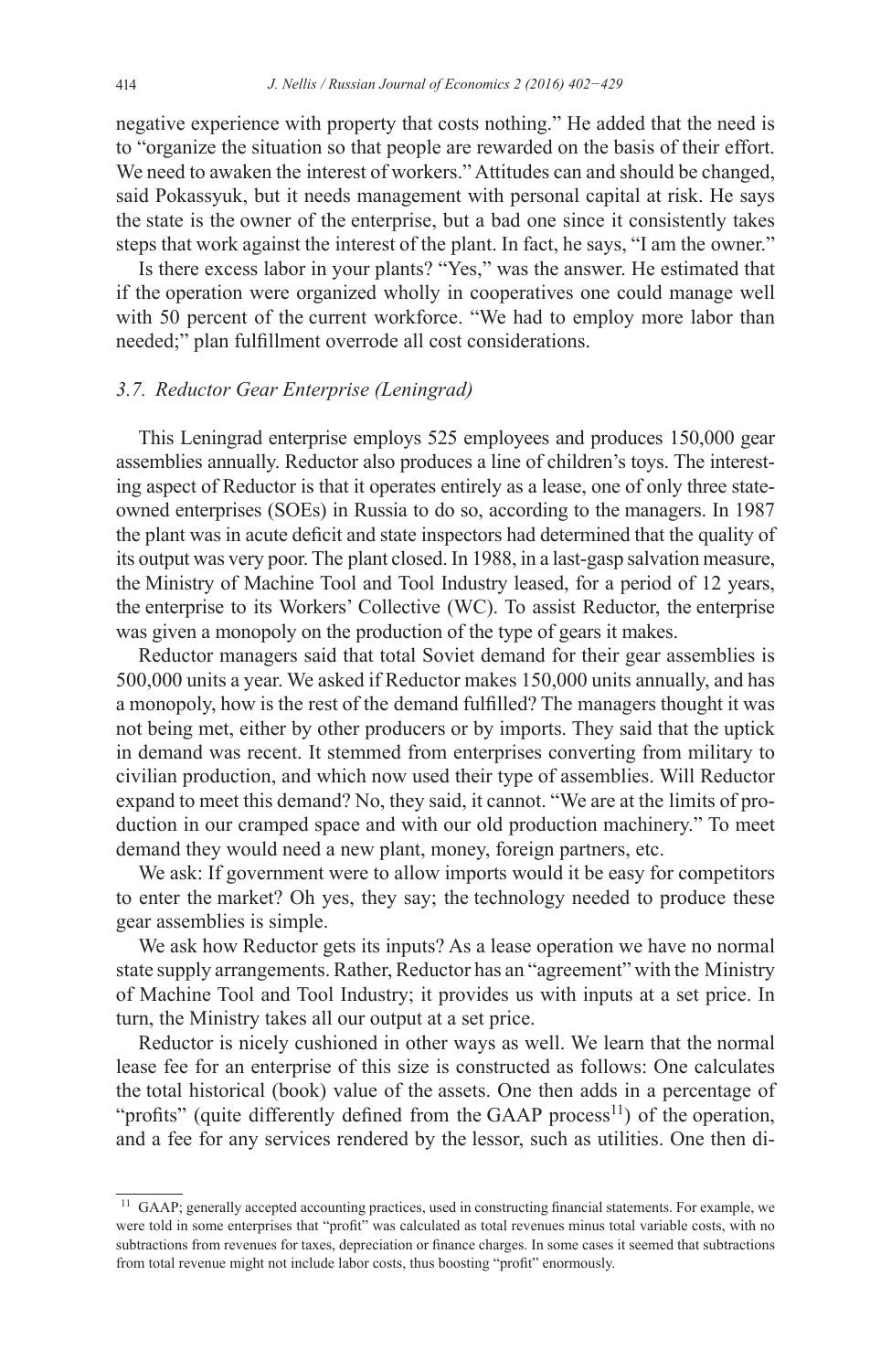negative experience with property that costs nothing." He added that the need is to "organize the situation so that people are rewarded on the basis of their effort. We need to awaken the interest of workers." Attitudes can and should be changed, said Pokassyuk, but it needs management with personal capital at risk. He says the state is the owner of the enterprise, but a bad one since it consistently takes steps that work against the interest of the plant. In fact, he says, "I am the owner."

Is there excess labor in your plants? "Yes," was the answer. He estimated that if the operation were organized wholly in cooperatives one could manage well with 50 percent of the current workforce. "We had to employ more labor than needed;" plan fulfillment overrode all cost considerations.

### *3.7. Reductor Gear Enterprise (Leningrad)*

This Leningrad enterprise employs 525 employees and produces 150,000 gear assemblies annually. Reductor also produces a line of children's toys. The interesting aspect of Reductor is that it operates entirely as a lease, one of only three state-owned enterprises (SOEs) in Russia to do so, according to the managers. In 1987 the plant was in acute deficit and state inspectors had determined that the quality of its output was very poor. The plant closed. In 1988, in a last-gasp salvation measure, the Ministry of Machine Tool and Tool Industry leased, for a period of 12 years, the enterprise to its Workers' Collective (WC). To assist Reductor, the enterprise was given a monopoly on the production of the type of gears it makes.

Reductor managers said that total Soviet demand for their gear assemblies is 500,000 units a year. We asked if Reductor makes 150,000 units annually, and has a monopoly, how is the rest of the demand fulfilled? The managers thought it was not being met, either by other producers or by imports. They said that the uptick in demand was recent. It stemmed from enterprises converting from military to civilian production, and which now used their type of assemblies. Will Reductor expand to meet this demand? No, they said, it cannot. "We are at the limits of production in our cramped space and with our old production machinery." To meet demand they would need a new plant, money, foreign partners, etc.

We ask: If government were to allow imports would it be easy for competitors to enter the market? Oh yes, they say; the technology needed to produce these gear assemblies is simple.

We ask how Reductor gets its inputs? As a lease operation we have no normal state supply arrangements. Rather, Reductor has an "agreement" with the Ministry of Machine Tool and Tool Industry; it provides us with inputs at a set price. In turn, the Ministry takes all our output at a set price.

Reductor is nicely cushioned in other ways as well. We learn that the normal lease fee for an enterprise of this size is constructed as follows: One calculates the total historical (book) value of the assets. One then adds in a percentage of "profits" (quite differently defined from the GAAP process[11]) of the operation, and a fee for any services rendered by the lessor, such as utilities. One then di-

---

[11] GAAP; generally accepted accounting practices, used in constructing financial statements. For example, we were told in some enterprises that "profit" was calculated as total revenues minus total variable costs, with no subtractions from revenues for taxes, depreciation or finance charges. In some cases it seemed that subtractions from total revenue might not include labor costs, thus boosting "profit" enormously.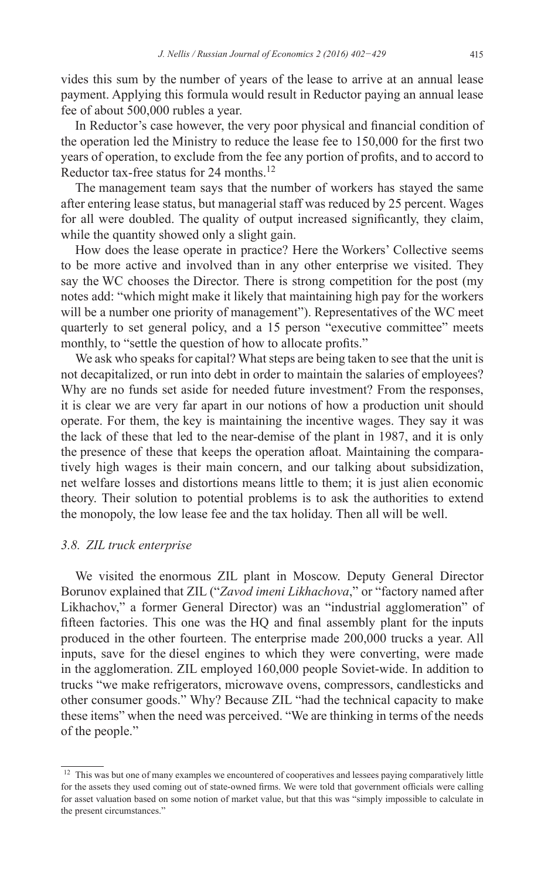vides this sum by the number of years of the lease to arrive at an annual lease payment. Applying this formula would result in Reductor paying an annual lease fee of about 500,000 rubles a year.

In Reductor's case however, the very poor physical and financial condition of the operation led the Ministry to reduce the lease fee to 150,000 for the first two years of operation, to exclude from the fee any portion of profits, and to accord to Reductor tax-free status for 24 months.[12]

The management team says that the number of workers has stayed the same after entering lease status, but managerial staff was reduced by 25 percent. Wages for all were doubled. The quality of output increased significantly, they claim, while the quantity showed only a slight gain.

How does the lease operate in practice? Here the Workers' Collective seems to be more active and involved than in any other enterprise we visited. They say the WC chooses the Director. There is strong competition for the post (my notes add: "which might make it likely that maintaining high pay for the workers will be a number one priority of management"). Representatives of the WC meet quarterly to set general policy, and a 15 person "executive committee" meets monthly, to "settle the question of how to allocate profits."

We ask who speaks for capital? What steps are being taken to see that the unit is not decapitalized, or run into debt in order to maintain the salaries of employees? Why are no funds set aside for needed future investment? From the responses, it is clear we are very far apart in our notions of how a production unit should operate. For them, the key is maintaining the incentive wages. They say it was the lack of these that led to the near-demise of the plant in 1987, and it is only the presence of these that keeps the operation afloat. Maintaining the comparatively high wages is their main concern, and our talking about subsidization, net welfare losses and distortions means little to them; it is just alien economic theory. Their solution to potential problems is to ask the authorities to extend the monopoly, the low lease fee and the tax holiday. Then all will be well.

### *3.8. ZIL truck enterprise*

We visited the enormous ZIL plant in Moscow. Deputy General Director Borunov explained that ZIL ("*Zavod imeni Likhachova*," or "factory named after Likhachov," a former General Director) was an "industrial agglomeration" of fifteen factories. This one was the HQ and final assembly plant for the inputs produced in the other fourteen. The enterprise made 200,000 trucks a year. All inputs, save for the diesel engines to which they were converting, were made in the agglomeration. ZIL employed 160,000 people Soviet-wide. In addition to trucks "we make refrigerators, microwave ovens, compressors, candlesticks and other consumer goods." Why? Because ZIL "had the technical capacity to make these items" when the need was perceived. "We are thinking in terms of the needs of the people."

---

[12] This was but one of many examples we encountered of cooperatives and lessees paying comparatively little for the assets they used coming out of state-owned firms. We were told that government officials were calling for asset valuation based on some notion of market value, but that this was "simply impossible to calculate in the present circumstances."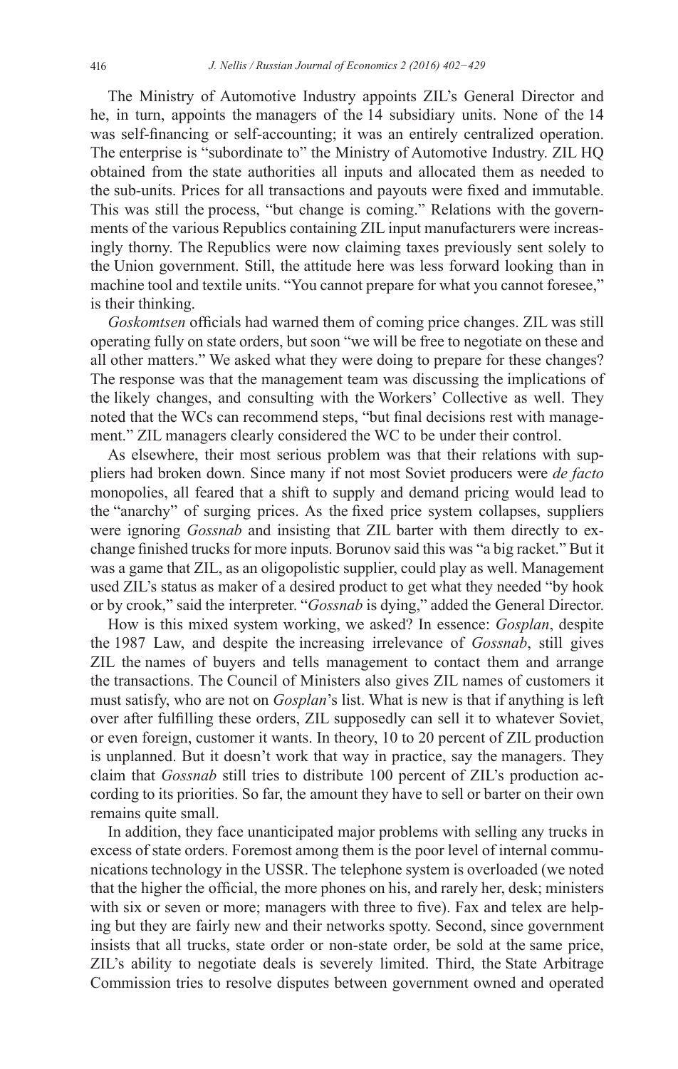The Ministry of Automotive Industry appoints ZIL's General Director and he, in turn, appoints the managers of the 14 subsidiary units. None of the 14 was self-financing or self-accounting; it was an entirely centralized operation. The enterprise is "subordinate to" the Ministry of Automotive Industry. ZIL HQ obtained from the state authorities all inputs and allocated them as needed to the sub-units. Prices for all transactions and payouts were fixed and immutable. This was still the process, "but change is coming." Relations with the governments of the various Republics containing ZIL input manufacturers were increasingly thorny. The Republics were now claiming taxes previously sent solely to the Union government. Still, the attitude here was less forward looking than in machine tool and textile units. "You cannot prepare for what you cannot foresee," is their thinking.

*Goskomtsen* officials had warned them of coming price changes. ZIL was still operating fully on state orders, but soon "we will be free to negotiate on these and all other matters." We asked what they were doing to prepare for these changes? The response was that the management team was discussing the implications of the likely changes, and consulting with the Workers' Collective as well. They noted that the WCs can recommend steps, "but final decisions rest with management." ZIL managers clearly considered the WC to be under their control.

As elsewhere, their most serious problem was that their relations with suppliers had broken down. Since many if not most Soviet producers were *de facto* monopolies, all feared that a shift to supply and demand pricing would lead to the "anarchy" of surging prices. As the fixed price system collapses, suppliers were ignoring *Gossnab* and insisting that ZIL barter with them directly to exchange finished trucks for more inputs. Borunov said this was "a big racket." But it was a game that ZIL, as an oligopolistic supplier, could play as well. Management used ZIL's status as maker of a desired product to get what they needed "by hook or by crook," said the interpreter. "*Gossnab* is dying," added the General Director.

How is this mixed system working, we asked? In essence: *Gosplan*, despite the 1987 Law, and despite the increasing irrelevance of *Gossnab*, still gives ZIL the names of buyers and tells management to contact them and arrange the transactions. The Council of Ministers also gives ZIL names of customers it must satisfy, who are not on *Gosplan*'s list. What is new is that if anything is left over after fulfilling these orders, ZIL supposedly can sell it to whatever Soviet, or even foreign, customer it wants. In theory, 10 to 20 percent of ZIL production is unplanned. But it doesn't work that way in practice, say the managers. They claim that *Gossnab* still tries to distribute 100 percent of ZIL's production according to its priorities. So far, the amount they have to sell or barter on their own remains quite small.

In addition, they face unanticipated major problems with selling any trucks in excess of state orders. Foremost among them is the poor level of internal communications technology in the USSR. The telephone system is overloaded (we noted that the higher the official, the more phones on his, and rarely her, desk; ministers with six or seven or more; managers with three to five). Fax and telex are helping but they are fairly new and their networks spotty. Second, since government insists that all trucks, state order or non-state order, be sold at the same price, ZIL's ability to negotiate deals is severely limited. Third, the State Arbitrage Commission tries to resolve disputes between government owned and operated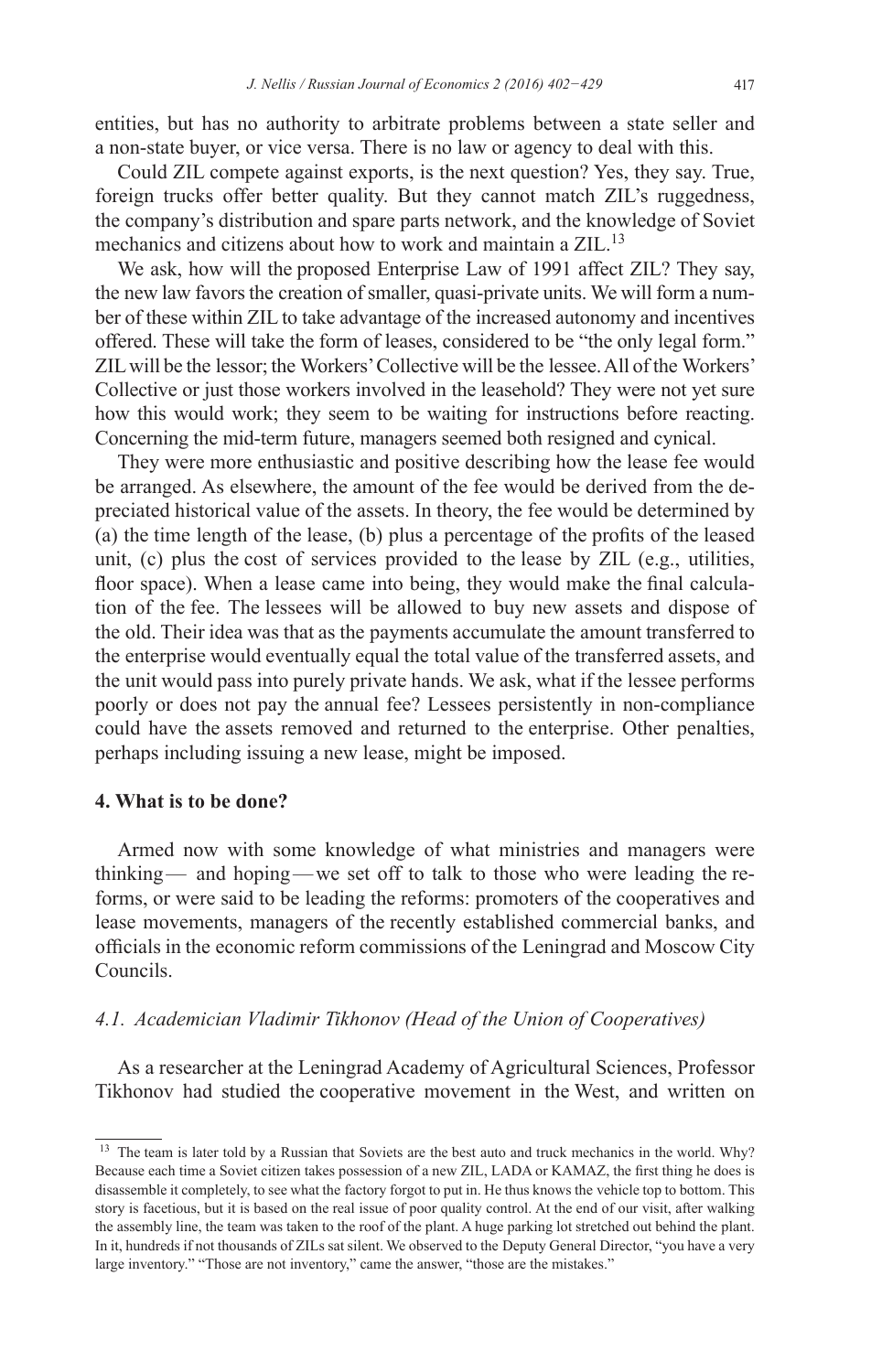entities, but has no authority to arbitrate problems between a state seller and a non-state buyer, or vice versa. There is no law or agency to deal with this.

Could ZIL compete against exports, is the next question? Yes, they say. True, foreign trucks offer better quality. But they cannot match ZIL's ruggedness, the company's distribution and spare parts network, and the knowledge of Soviet mechanics and citizens about how to work and maintain a ZIL.[13]

We ask, how will the proposed Enterprise Law of 1991 affect ZIL? They say, the new law favors the creation of smaller, quasi-private units. We will form a number of these within ZIL to take advantage of the increased autonomy and incentives offered. These will take the form of leases, considered to be "the only legal form." ZIL will be the lessor; the Workers' Collective will be the lessee. All of the Workers' Collective or just those workers involved in the leasehold? They were not yet sure how this would work; they seem to be waiting for instructions before reacting. Concerning the mid-term future, managers seemed both resigned and cynical.

They were more enthusiastic and positive describing how the lease fee would be arranged. As elsewhere, the amount of the fee would be derived from the depreciated historical value of the assets. In theory, the fee would be determined by (a) the time length of the lease, (b) plus a percentage of the profits of the leased unit, (c) plus the cost of services provided to the lease by ZIL (e.g., utilities, floor space). When a lease came into being, they would make the final calculation of the fee. The lessees will be allowed to buy new assets and dispose of the old. Their idea was that as the payments accumulate the amount transferred to the enterprise would eventually equal the total value of the transferred assets, and the unit would pass into purely private hands. We ask, what if the lessee performs poorly or does not pay the annual fee? Lessees persistently in non-compliance could have the assets removed and returned to the enterprise. Other penalties, perhaps including issuing a new lease, might be imposed.

## 4. What is to be done?

Armed now with some knowledge of what ministries and managers were thinking— and hoping—we set off to talk to those who were leading the reforms, or were said to be leading the reforms: promoters of the cooperatives and lease movements, managers of the recently established commercial banks, and officials in the economic reform commissions of the Leningrad and Moscow City Councils.

### *4.1. Academician Vladimir Tikhonov (Head of the Union of Cooperatives)*

As a researcher at the Leningrad Academy of Agricultural Sciences, Professor Tikhonov had studied the cooperative movement in the West, and written on

---

[13] The team is later told by a Russian that Soviets are the best auto and truck mechanics in the world. Why? Because each time a Soviet citizen takes possession of a new ZIL, LADA or KAMAZ, the first thing he does is disassemble it completely, to see what the factory forgot to put in. He thus knows the vehicle top to bottom. This story is facetious, but it is based on the real issue of poor quality control. At the end of our visit, after walking the assembly line, the team was taken to the roof of the plant. A huge parking lot stretched out behind the plant. In it, hundreds if not thousands of ZILs sat silent. We observed to the Deputy General Director, "you have a very large inventory." "Those are not inventory," came the answer, "those are the mistakes."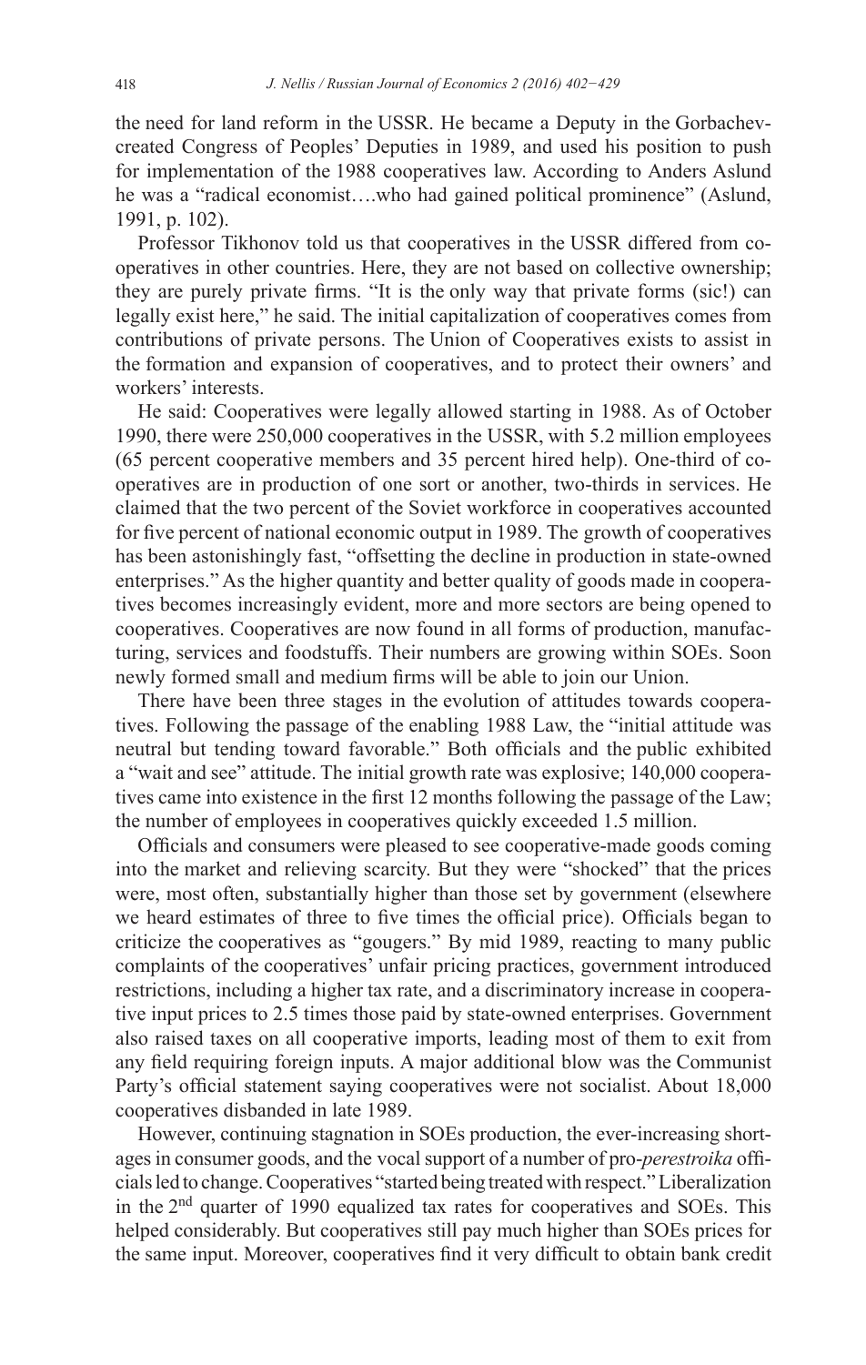the need for land reform in the USSR. He became a Deputy in the Gorbachev-created Congress of Peoples' Deputies in 1989, and used his position to push for implementation of the 1988 cooperatives law. According to Anders Aslund he was a "radical economist….who had gained political prominence" (Aslund, 1991, p. 102).

Professor Tikhonov told us that cooperatives in the USSR differed from cooperatives in other countries. Here, they are not based on collective ownership; they are purely private firms. "It is the only way that private forms (sic!) can legally exist here," he said. The initial capitalization of cooperatives comes from contributions of private persons. The Union of Cooperatives exists to assist in the formation and expansion of cooperatives, and to protect their owners' and workers' interests.

He said: Cooperatives were legally allowed starting in 1988. As of October 1990, there were 250,000 cooperatives in the USSR, with 5.2 million employees (65 percent cooperative members and 35 percent hired help). One-third of cooperatives are in production of one sort or another, two-thirds in services. He claimed that the two percent of the Soviet workforce in cooperatives accounted for five percent of national economic output in 1989. The growth of cooperatives has been astonishingly fast, "offsetting the decline in production in state-owned enterprises." As the higher quantity and better quality of goods made in cooperatives becomes increasingly evident, more and more sectors are being opened to cooperatives. Cooperatives are now found in all forms of production, manufacturing, services and foodstuffs. Their numbers are growing within SOEs. Soon newly formed small and medium firms will be able to join our Union.

There have been three stages in the evolution of attitudes towards cooperatives. Following the passage of the enabling 1988 Law, the "initial attitude was neutral but tending toward favorable." Both officials and the public exhibited a "wait and see" attitude. The initial growth rate was explosive; 140,000 cooperatives came into existence in the first 12 months following the passage of the Law; the number of employees in cooperatives quickly exceeded 1.5 million.

Officials and consumers were pleased to see cooperative-made goods coming into the market and relieving scarcity. But they were "shocked" that the prices were, most often, substantially higher than those set by government (elsewhere we heard estimates of three to five times the official price). Officials began to criticize the cooperatives as "gougers." By mid 1989, reacting to many public complaints of the cooperatives' unfair pricing practices, government introduced restrictions, including a higher tax rate, and a discriminatory increase in cooperative input prices to 2.5 times those paid by state-owned enterprises. Government also raised taxes on all cooperative imports, leading most of them to exit from any field requiring foreign inputs. A major additional blow was the Communist Party's official statement saying cooperatives were not socialist. About 18,000 cooperatives disbanded in late 1989.

However, continuing stagnation in SOEs production, the ever-increasing shortages in consumer goods, and the vocal support of a number of pro-*perestroika* officials led to change. Cooperatives "started being treated with respect." Liberalization in the 2nd quarter of 1990 equalized tax rates for cooperatives and SOEs. This helped considerably. But cooperatives still pay much higher than SOEs prices for the same input. Moreover, cooperatives find it very difficult to obtain bank credit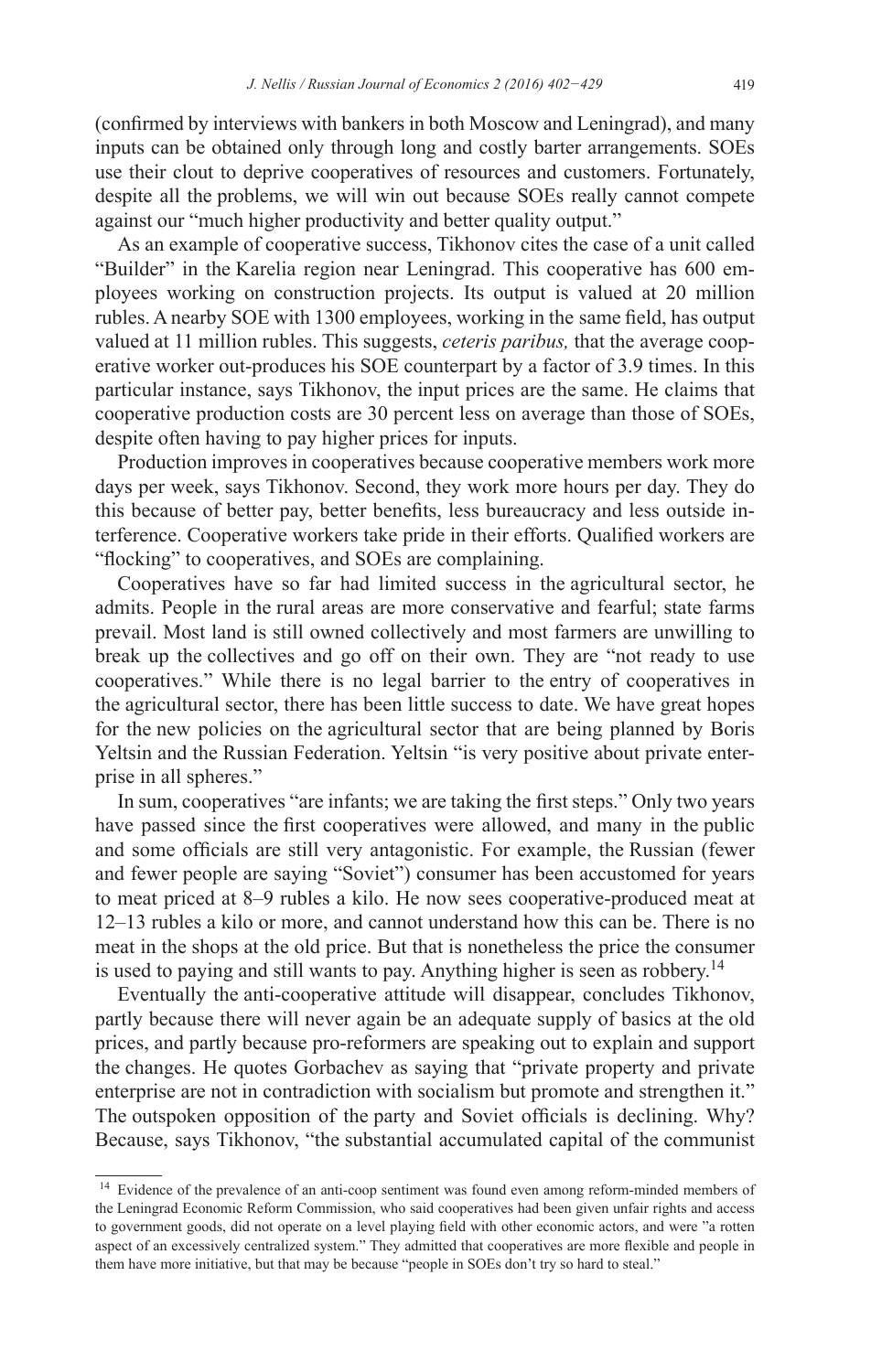(confirmed by interviews with bankers in both Moscow and Leningrad), and many inputs can be obtained only through long and costly barter arrangements. SOEs use their clout to deprive cooperatives of resources and customers. Fortunately, despite all the problems, we will win out because SOEs really cannot compete against our "much higher productivity and better quality output."

As an example of cooperative success, Tikhonov cites the case of a unit called "Builder" in the Karelia region near Leningrad. This cooperative has 600 employees working on construction projects. Its output is valued at 20 million rubles. A nearby SOE with 1300 employees, working in the same field, has output valued at 11 million rubles. This suggests, *ceteris paribus,* that the average cooperative worker out-produces his SOE counterpart by a factor of 3.9 times. In this particular instance, says Tikhonov, the input prices are the same. He claims that cooperative production costs are 30 percent less on average than those of SOEs, despite often having to pay higher prices for inputs.

Production improves in cooperatives because cooperative members work more days per week, says Tikhonov. Second, they work more hours per day. They do this because of better pay, better benefits, less bureaucracy and less outside interference. Cooperative workers take pride in their efforts. Qualified workers are "flocking" to cooperatives, and SOEs are complaining.

Cooperatives have so far had limited success in the agricultural sector, he admits. People in the rural areas are more conservative and fearful; state farms prevail. Most land is still owned collectively and most farmers are unwilling to break up the collectives and go off on their own. They are "not ready to use cooperatives." While there is no legal barrier to the entry of cooperatives in the agricultural sector, there has been little success to date. We have great hopes for the new policies on the agricultural sector that are being planned by Boris Yeltsin and the Russian Federation. Yeltsin "is very positive about private enterprise in all spheres."

In sum, cooperatives "are infants; we are taking the first steps." Only two years have passed since the first cooperatives were allowed, and many in the public and some officials are still very antagonistic. For example, the Russian (fewer and fewer people are saying "Soviet") consumer has been accustomed for years to meat priced at 8–9 rubles a kilo. He now sees cooperative-produced meat at 12–13 rubles a kilo or more, and cannot understand how this can be. There is no meat in the shops at the old price. But that is nonetheless the price the consumer is used to paying and still wants to pay. Anything higher is seen as robbery.[14]

Eventually the anti-cooperative attitude will disappear, concludes Tikhonov, partly because there will never again be an adequate supply of basics at the old prices, and partly because pro-reformers are speaking out to explain and support the changes. He quotes Gorbachev as saying that "private property and private enterprise are not in contradiction with socialism but promote and strengthen it." The outspoken opposition of the party and Soviet officials is declining. Why? Because, says Tikhonov, "the substantial accumulated capital of the communist

---

[14] Evidence of the prevalence of an anti-coop sentiment was found even among reform-minded members of the Leningrad Economic Reform Commission, who said cooperatives had been given unfair rights and access to government goods, did not operate on a level playing field with other economic actors, and were "a rotten aspect of an excessively centralized system." They admitted that cooperatives are more flexible and people in them have more initiative, but that may be because "people in SOEs don't try so hard to steal."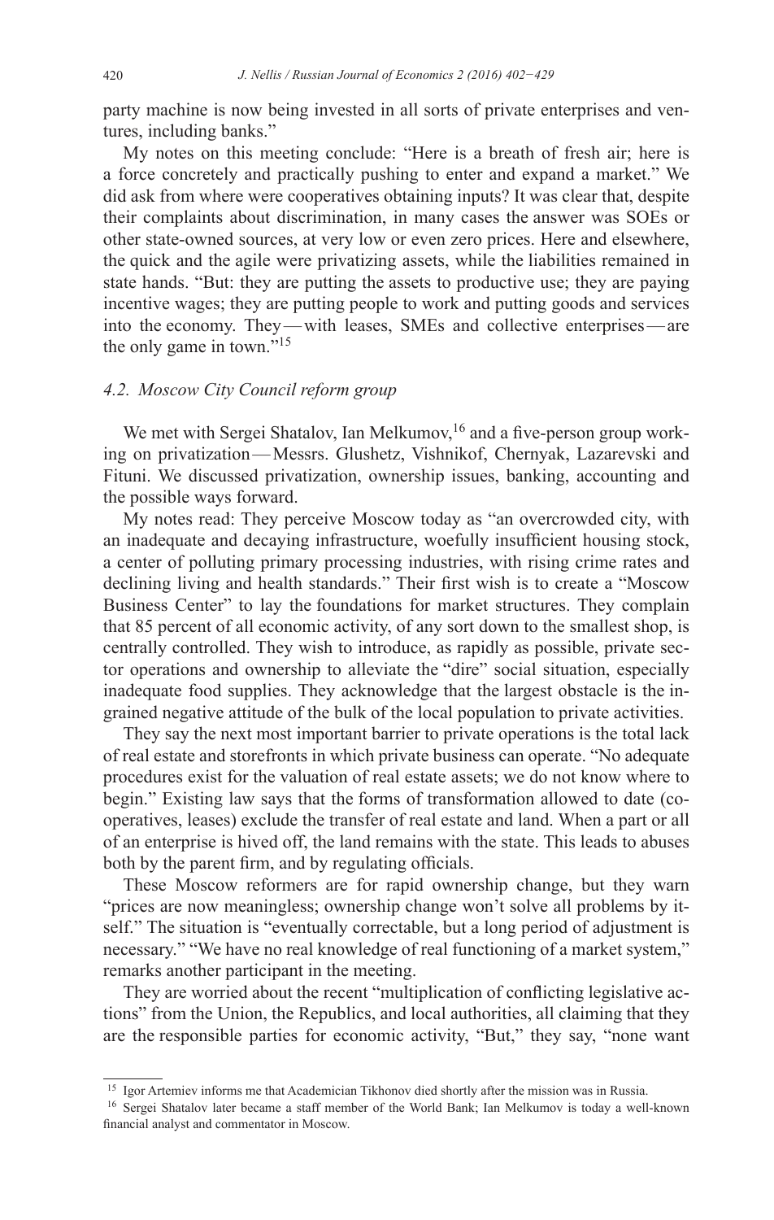party machine is now being invested in all sorts of private enterprises and ventures, including banks."

My notes on this meeting conclude: "Here is a breath of fresh air; here is a force concretely and practically pushing to enter and expand a market." We did ask from where were cooperatives obtaining inputs? It was clear that, despite their complaints about discrimination, in many cases the answer was SOEs or other state-owned sources, at very low or even zero prices. Here and elsewhere, the quick and the agile were privatizing assets, while the liabilities remained in state hands. "But: they are putting the assets to productive use; they are paying incentive wages; they are putting people to work and putting goods and services into the economy. They — with leases, SMEs and collective enterprises — are the only game in town."[15]

### *4.2. Moscow City Council reform group*

We met with Sergei Shatalov, Ian Melkumov,[16] and a five-person group working on privatization — Messrs. Glushetz, Vishnikof, Chernyak, Lazarevski and Fituni. We discussed privatization, ownership issues, banking, accounting and the possible ways forward.

My notes read: They perceive Moscow today as "an overcrowded city, with an inadequate and decaying infrastructure, woefully insufficient housing stock, a center of polluting primary processing industries, with rising crime rates and declining living and health standards." Their first wish is to create a "Moscow Business Center" to lay the foundations for market structures. They complain that 85 percent of all economic activity, of any sort down to the smallest shop, is centrally controlled. They wish to introduce, as rapidly as possible, private sector operations and ownership to alleviate the "dire" social situation, especially inadequate food supplies. They acknowledge that the largest obstacle is the ingrained negative attitude of the bulk of the local population to private activities.

They say the next most important barrier to private operations is the total lack of real estate and storefronts in which private business can operate. "No adequate procedures exist for the valuation of real estate assets; we do not know where to begin." Existing law says that the forms of transformation allowed to date (cooperatives, leases) exclude the transfer of real estate and land. When a part or all of an enterprise is hived off, the land remains with the state. This leads to abuses both by the parent firm, and by regulating officials.

These Moscow reformers are for rapid ownership change, but they warn "prices are now meaningless; ownership change won't solve all problems by itself." The situation is "eventually correctable, but a long period of adjustment is necessary." "We have no real knowledge of real functioning of a market system," remarks another participant in the meeting.

They are worried about the recent "multiplication of conflicting legislative actions" from the Union, the Republics, and local authorities, all claiming that they are the responsible parties for economic activity, "But," they say, "none want

---

[15] Igor Artemiev informs me that Academician Tikhonov died shortly after the mission was in Russia.

[16] Sergei Shatalov later became a staff member of the World Bank; Ian Melkumov is today a well-known financial analyst and commentator in Moscow.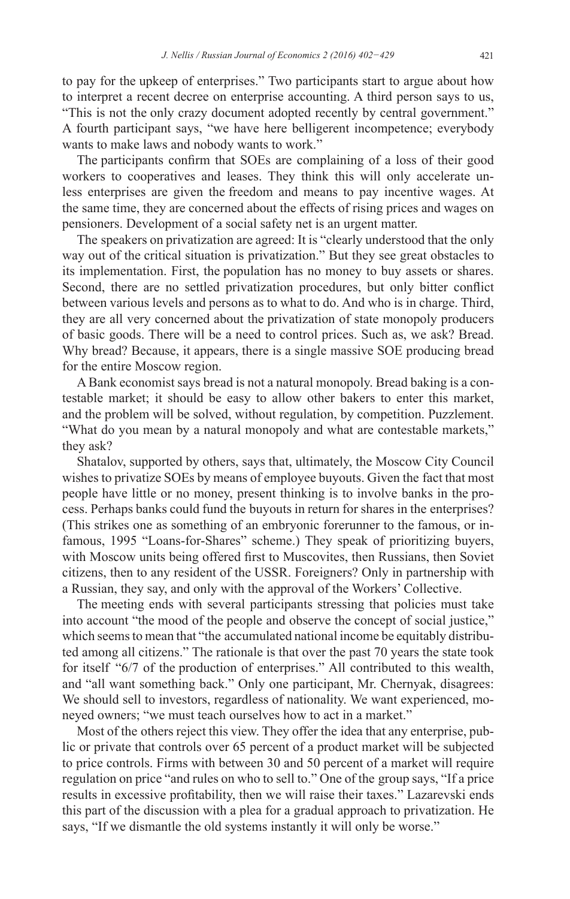to pay for the upkeep of enterprises." Two participants start to argue about how to interpret a recent decree on enterprise accounting. A third person says to us, "This is not the only crazy document adopted recently by central government." A fourth participant says, "we have here belligerent incompetence; everybody wants to make laws and nobody wants to work."

The participants confirm that SOEs are complaining of a loss of their good workers to cooperatives and leases. They think this will only accelerate unless enterprises are given the freedom and means to pay incentive wages. At the same time, they are concerned about the effects of rising prices and wages on pensioners. Development of a social safety net is an urgent matter.

The speakers on privatization are agreed: It is "clearly understood that the only way out of the critical situation is privatization." But they see great obstacles to its implementation. First, the population has no money to buy assets or shares. Second, there are no settled privatization procedures, but only bitter conflict between various levels and persons as to what to do. And who is in charge. Third, they are all very concerned about the privatization of state monopoly producers of basic goods. There will be a need to control prices. Such as, we ask? Bread. Why bread? Because, it appears, there is a single massive SOE producing bread for the entire Moscow region.

A Bank economist says bread is not a natural monopoly. Bread baking is a contestable market; it should be easy to allow other bakers to enter this market, and the problem will be solved, without regulation, by competition. Puzzlement. "What do you mean by a natural monopoly and what are contestable markets," they ask?

Shatalov, supported by others, says that, ultimately, the Moscow City Council wishes to privatize SOEs by means of employee buyouts. Given the fact that most people have little or no money, present thinking is to involve banks in the process. Perhaps banks could fund the buyouts in return for shares in the enterprises? (This strikes one as something of an embryonic forerunner to the famous, or infamous, 1995 "Loans-for-Shares" scheme.) They speak of prioritizing buyers, with Moscow units being offered first to Muscovites, then Russians, then Soviet citizens, then to any resident of the USSR. Foreigners? Only in partnership with a Russian, they say, and only with the approval of the Workers' Collective.

The meeting ends with several participants stressing that policies must take into account "the mood of the people and observe the concept of social justice," which seems to mean that "the accumulated national income be equitably distributed among all citizens." The rationale is that over the past 70 years the state took for itself "6/7 of the production of enterprises." All contributed to this wealth, and "all want something back." Only one participant, Mr. Chernyak, disagrees: We should sell to investors, regardless of nationality. We want experienced, moneyed owners; "we must teach ourselves how to act in a market."

Most of the others reject this view. They offer the idea that any enterprise, public or private that controls over 65 percent of a product market will be subjected to price controls. Firms with between 30 and 50 percent of a market will require regulation on price "and rules on who to sell to." One of the group says, "If a price results in excessive profitability, then we will raise their taxes." Lazarevski ends this part of the discussion with a plea for a gradual approach to privatization. He says, "If we dismantle the old systems instantly it will only be worse."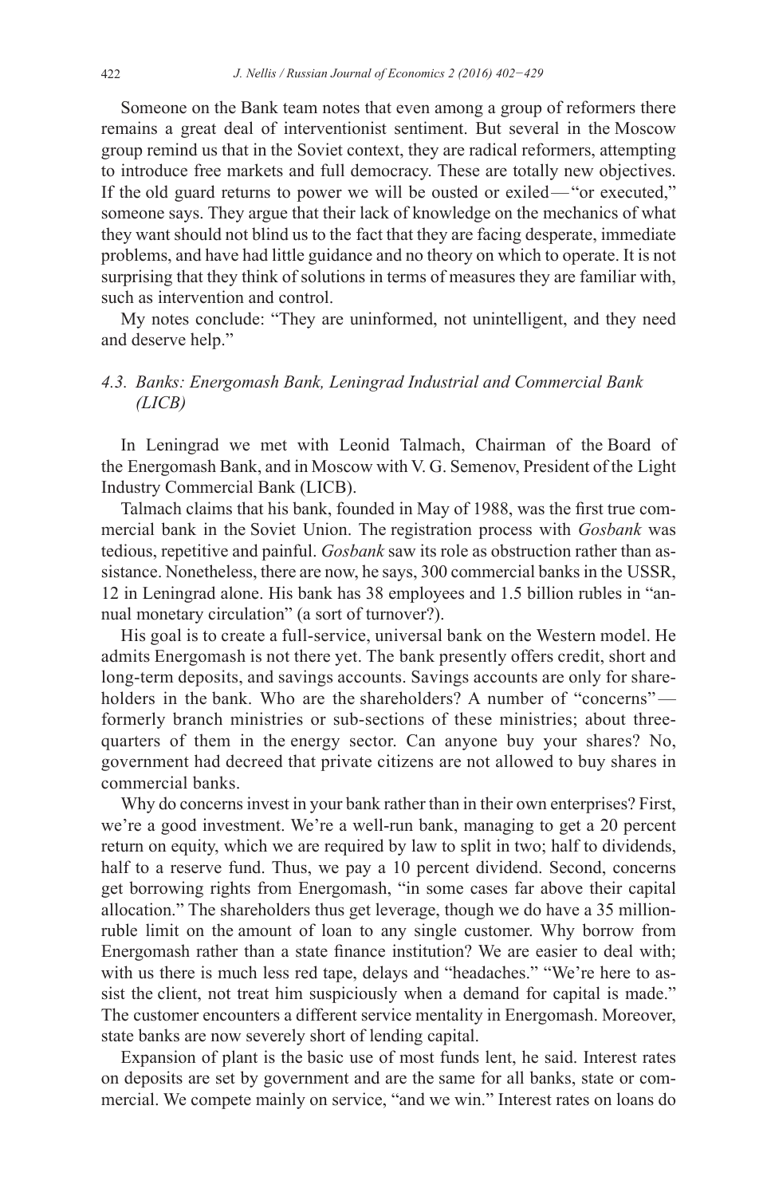Someone on the Bank team notes that even among a group of reformers there remains a great deal of interventionist sentiment. But several in the Moscow group remind us that in the Soviet context, they are radical reformers, attempting to introduce free markets and full democracy. These are totally new objectives. If the old guard returns to power we will be ousted or exiled—"or executed," someone says. They argue that their lack of knowledge on the mechanics of what they want should not blind us to the fact that they are facing desperate, immediate problems, and have had little guidance and no theory on which to operate. It is not surprising that they think of solutions in terms of measures they are familiar with, such as intervention and control.

My notes conclude: "They are uninformed, not unintelligent, and they need and deserve help."

### 4.3. Banks: Energomash Bank, Leningrad Industrial and Commercial Bank (LICB)

In Leningrad we met with Leonid Talmach, Chairman of the Board of the Energomash Bank, and in Moscow with V. G. Semenov, President of the Light Industry Commercial Bank (LICB).

Talmach claims that his bank, founded in May of 1988, was the first true commercial bank in the Soviet Union. The registration process with *Gosbank* was tedious, repetitive and painful. *Gosbank* saw its role as obstruction rather than assistance. Nonetheless, there are now, he says, 300 commercial banks in the USSR, 12 in Leningrad alone. His bank has 38 employees and 1.5 billion rubles in "annual monetary circulation" (a sort of turnover?).

His goal is to create a full-service, universal bank on the Western model. He admits Energomash is not there yet. The bank presently offers credit, short and long-term deposits, and savings accounts. Savings accounts are only for shareholders in the bank. Who are the shareholders? A number of "concerns"—formerly branch ministries or sub-sections of these ministries; about three-quarters of them in the energy sector. Can anyone buy your shares? No, government had decreed that private citizens are not allowed to buy shares in commercial banks.

Why do concerns invest in your bank rather than in their own enterprises? First, we're a good investment. We're a well-run bank, managing to get a 20 percent return on equity, which we are required by law to split in two; half to dividends, half to a reserve fund. Thus, we pay a 10 percent dividend. Second, concerns get borrowing rights from Energomash, "in some cases far above their capital allocation." The shareholders thus get leverage, though we do have a 35 million-ruble limit on the amount of loan to any single customer. Why borrow from Energomash rather than a state finance institution? We are easier to deal with; with us there is much less red tape, delays and "headaches." "We're here to assist the client, not treat him suspiciously when a demand for capital is made." The customer encounters a different service mentality in Energomash. Moreover, state banks are now severely short of lending capital.

Expansion of plant is the basic use of most funds lent, he said. Interest rates on deposits are set by government and are the same for all banks, state or commercial. We compete mainly on service, "and we win." Interest rates on loans do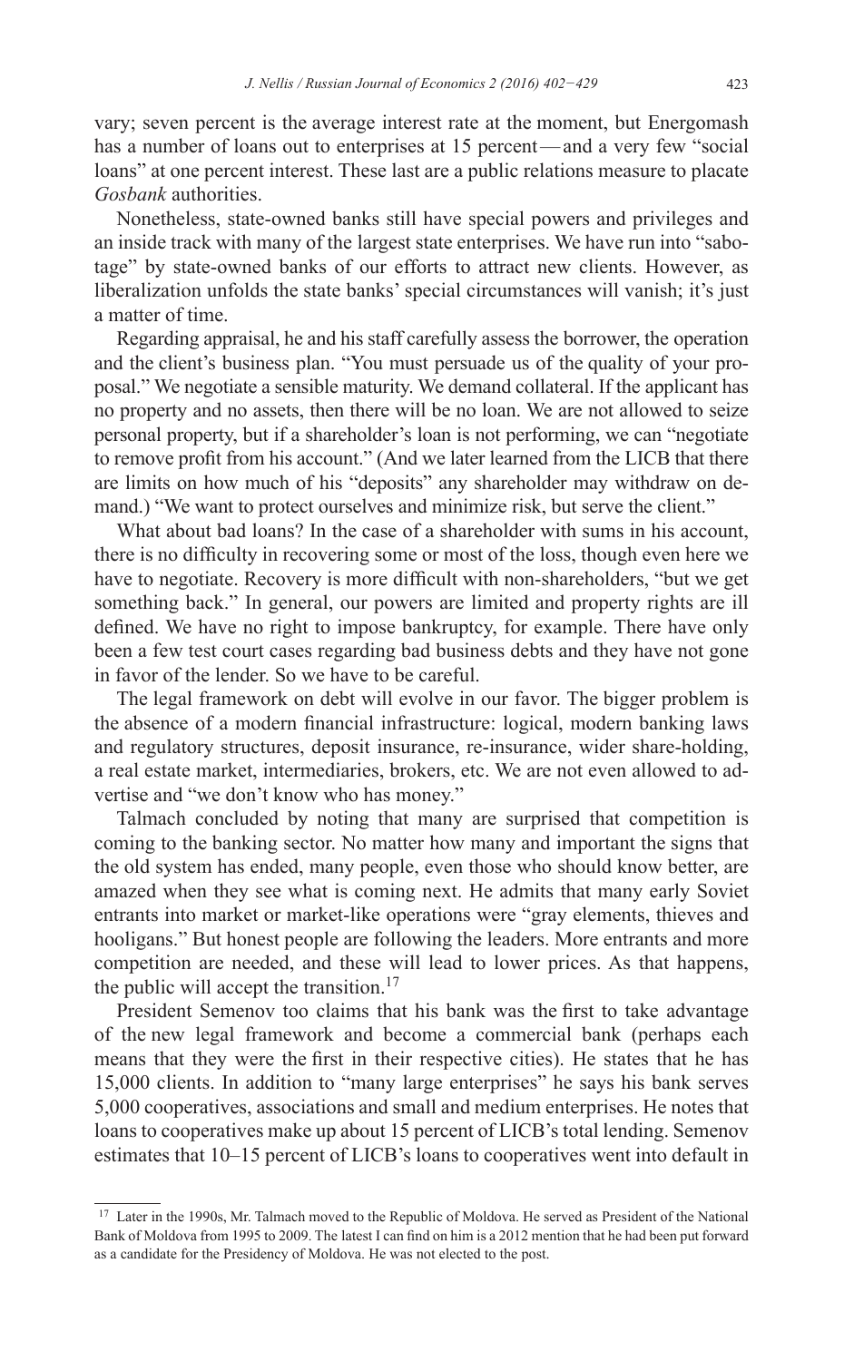vary; seven percent is the average interest rate at the moment, but Energomash has a number of loans out to enterprises at 15 percent—and a very few "social loans" at one percent interest. These last are a public relations measure to placate *Gosbank* authorities.

Nonetheless, state-owned banks still have special powers and privileges and an inside track with many of the largest state enterprises. We have run into "sabotage" by state-owned banks of our efforts to attract new clients. However, as liberalization unfolds the state banks' special circumstances will vanish; it's just a matter of time.

Regarding appraisal, he and his staff carefully assess the borrower, the operation and the client's business plan. "You must persuade us of the quality of your proposal." We negotiate a sensible maturity. We demand collateral. If the applicant has no property and no assets, then there will be no loan. We are not allowed to seize personal property, but if a shareholder's loan is not performing, we can "negotiate to remove profit from his account." (And we later learned from the LICB that there are limits on how much of his "deposits" any shareholder may withdraw on demand.) "We want to protect ourselves and minimize risk, but serve the client."

What about bad loans? In the case of a shareholder with sums in his account, there is no difficulty in recovering some or most of the loss, though even here we have to negotiate. Recovery is more difficult with non-shareholders, "but we get something back." In general, our powers are limited and property rights are ill defined. We have no right to impose bankruptcy, for example. There have only been a few test court cases regarding bad business debts and they have not gone in favor of the lender. So we have to be careful.

The legal framework on debt will evolve in our favor. The bigger problem is the absence of a modern financial infrastructure: logical, modern banking laws and regulatory structures, deposit insurance, re-insurance, wider share-holding, a real estate market, intermediaries, brokers, etc. We are not even allowed to advertise and "we don't know who has money."

Talmach concluded by noting that many are surprised that competition is coming to the banking sector. No matter how many and important the signs that the old system has ended, many people, even those who should know better, are amazed when they see what is coming next. He admits that many early Soviet entrants into market or market-like operations were "gray elements, thieves and hooligans." But honest people are following the leaders. More entrants and more competition are needed, and these will lead to lower prices. As that happens, the public will accept the transition.[17]

President Semenov too claims that his bank was the first to take advantage of the new legal framework and become a commercial bank (perhaps each means that they were the first in their respective cities). He states that he has 15,000 clients. In addition to "many large enterprises" he says his bank serves 5,000 cooperatives, associations and small and medium enterprises. He notes that loans to cooperatives make up about 15 percent of LICB's total lending. Semenov estimates that 10–15 percent of LICB's loans to cooperatives went into default in

---

[17] Later in the 1990s, Mr. Talmach moved to the Republic of Moldova. He served as President of the National Bank of Moldova from 1995 to 2009. The latest I can find on him is a 2012 mention that he had been put forward as a candidate for the Presidency of Moldova. He was not elected to the post.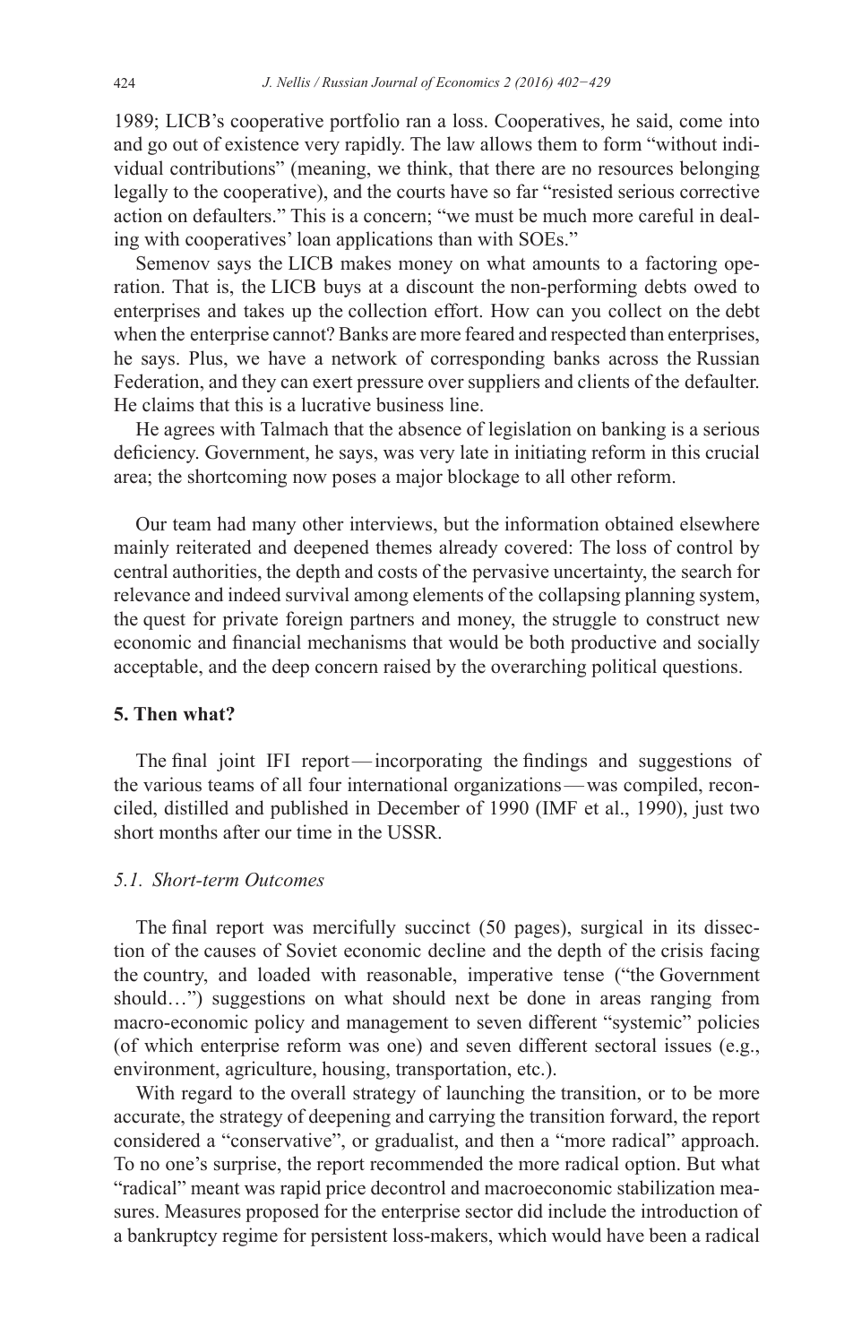1989; LICB's cooperative portfolio ran a loss. Cooperatives, he said, come into and go out of existence very rapidly. The law allows them to form "without individual contributions" (meaning, we think, that there are no resources belonging legally to the cooperative), and the courts have so far "resisted serious corrective action on defaulters." This is a concern; "we must be much more careful in dealing with cooperatives' loan applications than with SOEs."

Semenov says the LICB makes money on what amounts to a factoring operation. That is, the LICB buys at a discount the non-performing debts owed to enterprises and takes up the collection effort. How can you collect on the debt when the enterprise cannot? Banks are more feared and respected than enterprises, he says. Plus, we have a network of corresponding banks across the Russian Federation, and they can exert pressure over suppliers and clients of the defaulter. He claims that this is a lucrative business line.

He agrees with Talmach that the absence of legislation on banking is a serious deficiency. Government, he says, was very late in initiating reform in this crucial area; the shortcoming now poses a major blockage to all other reform.

Our team had many other interviews, but the information obtained elsewhere mainly reiterated and deepened themes already covered: The loss of control by central authorities, the depth and costs of the pervasive uncertainty, the search for relevance and indeed survival among elements of the collapsing planning system, the quest for private foreign partners and money, the struggle to construct new economic and financial mechanisms that would be both productive and socially acceptable, and the deep concern raised by the overarching political questions.

## 5. Then what?

The final joint IFI report — incorporating the findings and suggestions of the various teams of all four international organizations — was compiled, reconciled, distilled and published in December of 1990 (IMF et al., 1990), just two short months after our time in the USSR.

### 5.1. Short-term Outcomes

The final report was mercifully succinct (50 pages), surgical in its dissection of the causes of Soviet economic decline and the depth of the crisis facing the country, and loaded with reasonable, imperative tense ("the Government should…") suggestions on what should next be done in areas ranging from macro-economic policy and management to seven different "systemic" policies (of which enterprise reform was one) and seven different sectoral issues (e.g., environment, agriculture, housing, transportation, etc.).

With regard to the overall strategy of launching the transition, or to be more accurate, the strategy of deepening and carrying the transition forward, the report considered a "conservative", or gradualist, and then a "more radical" approach. To no one's surprise, the report recommended the more radical option. But what "radical" meant was rapid price decontrol and macroeconomic stabilization measures. Measures proposed for the enterprise sector did include the introduction of a bankruptcy regime for persistent loss-makers, which would have been a radical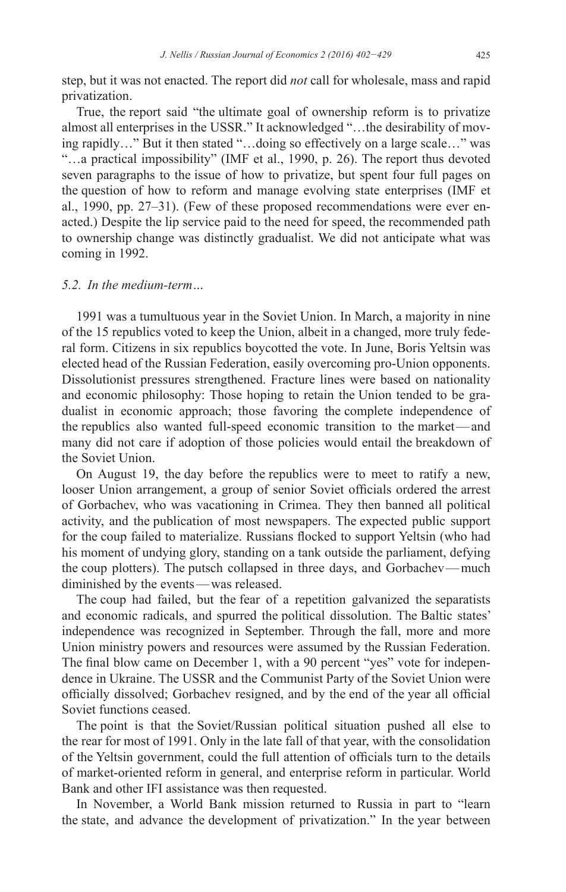step, but it was not enacted. The report did *not* call for wholesale, mass and rapid privatization.

True, the report said "the ultimate goal of ownership reform is to privatize almost all enterprises in the USSR." It acknowledged "…the desirability of moving rapidly…" But it then stated "…doing so effectively on a large scale…" was "…a practical impossibility" (IMF et al., 1990, p. 26). The report thus devoted seven paragraphs to the issue of how to privatize, but spent four full pages on the question of how to reform and manage evolving state enterprises (IMF et al., 1990, pp. 27–31). (Few of these proposed recommendations were ever enacted.) Despite the lip service paid to the need for speed, the recommended path to ownership change was distinctly gradualist. We did not anticipate what was coming in 1992.

### *5.2. In the medium-term…*

1991 was a tumultuous year in the Soviet Union. In March, a majority in nine of the 15 republics voted to keep the Union, albeit in a changed, more truly federal form. Citizens in six republics boycotted the vote. In June, Boris Yeltsin was elected head of the Russian Federation, easily overcoming pro-Union opponents. Dissolutionist pressures strengthened. Fracture lines were based on nationality and economic philosophy: Those hoping to retain the Union tended to be gradualist in economic approach; those favoring the complete independence of the republics also wanted full-speed economic transition to the market — and many did not care if adoption of those policies would entail the breakdown of the Soviet Union.

On August 19, the day before the republics were to meet to ratify a new, looser Union arrangement, a group of senior Soviet officials ordered the arrest of Gorbachev, who was vacationing in Crimea. They then banned all political activity, and the publication of most newspapers. The expected public support for the coup failed to materialize. Russians flocked to support Yeltsin (who had his moment of undying glory, standing on a tank outside the parliament, defying the coup plotters). The putsch collapsed in three days, and Gorbachev — much diminished by the events — was released.

The coup had failed, but the fear of a repetition galvanized the separatists and economic radicals, and spurred the political dissolution. The Baltic states' independence was recognized in September. Through the fall, more and more Union ministry powers and resources were assumed by the Russian Federation. The final blow came on December 1, with a 90 percent "yes" vote for independence in Ukraine. The USSR and the Communist Party of the Soviet Union were officially dissolved; Gorbachev resigned, and by the end of the year all official Soviet functions ceased.

The point is that the Soviet/Russian political situation pushed all else to the rear for most of 1991. Only in the late fall of that year, with the consolidation of the Yeltsin government, could the full attention of officials turn to the details of market-oriented reform in general, and enterprise reform in particular. World Bank and other IFI assistance was then requested.

In November, a World Bank mission returned to Russia in part to "learn the state, and advance the development of privatization." In the year between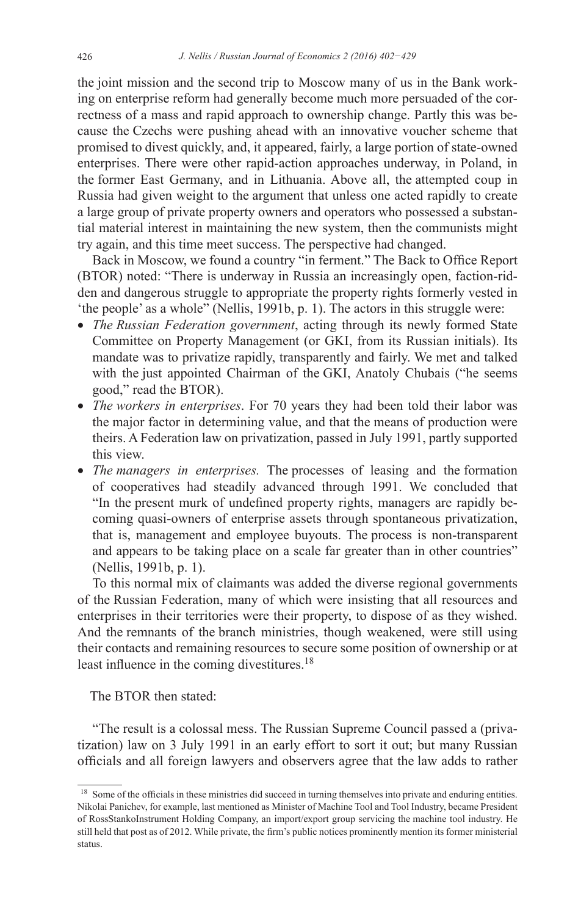the joint mission and the second trip to Moscow many of us in the Bank working on enterprise reform had generally become much more persuaded of the correctness of a mass and rapid approach to ownership change. Partly this was because the Czechs were pushing ahead with an innovative voucher scheme that promised to divest quickly, and, it appeared, fairly, a large portion of state-owned enterprises. There were other rapid-action approaches underway, in Poland, in the former East Germany, and in Lithuania. Above all, the attempted coup in Russia had given weight to the argument that unless one acted rapidly to create a large group of private property owners and operators who possessed a substantial material interest in maintaining the new system, then the communists might try again, and this time meet success. The perspective had changed.

Back in Moscow, we found a country "in ferment." The Back to Office Report (BTOR) noted: "There is underway in Russia an increasingly open, faction-ridden and dangerous struggle to appropriate the property rights formerly vested in 'the people' as a whole" (Nellis, 1991b, p. 1). The actors in this struggle were:

- *The Russian Federation government*, acting through its newly formed State Committee on Property Management (or GKI, from its Russian initials). Its mandate was to privatize rapidly, transparently and fairly. We met and talked with the just appointed Chairman of the GKI, Anatoly Chubais ("he seems good," read the BTOR).
- *The workers in enterprises*. For 70 years they had been told their labor was the major factor in determining value, and that the means of production were theirs. A Federation law on privatization, passed in July 1991, partly supported this view.
- *The managers in enterprises.* The processes of leasing and the formation of cooperatives had steadily advanced through 1991. We concluded that "In the present murk of undefined property rights, managers are rapidly becoming quasi-owners of enterprise assets through spontaneous privatization, that is, management and employee buyouts. The process is non-transparent and appears to be taking place on a scale far greater than in other countries" (Nellis, 1991b, p. 1).

To this normal mix of claimants was added the diverse regional governments of the Russian Federation, many of which were insisting that all resources and enterprises in their territories were their property, to dispose of as they wished. And the remnants of the branch ministries, though weakened, were still using their contacts and remaining resources to secure some position of ownership or at least influence in the coming divestitures.[18]

The BTOR then stated:

"The result is a colossal mess. The Russian Supreme Council passed a (privatization) law on 3 July 1991 in an early effort to sort it out; but many Russian officials and all foreign lawyers and observers agree that the law adds to rather

[18] Some of the officials in these ministries did succeed in turning themselves into private and enduring entities. Nikolai Panichev, for example, last mentioned as Minister of Machine Tool and Tool Industry, became President of RossStankoInstrument Holding Company, an import/export group servicing the machine tool industry. He still held that post as of 2012. While private, the firm's public notices prominently mention its former ministerial status.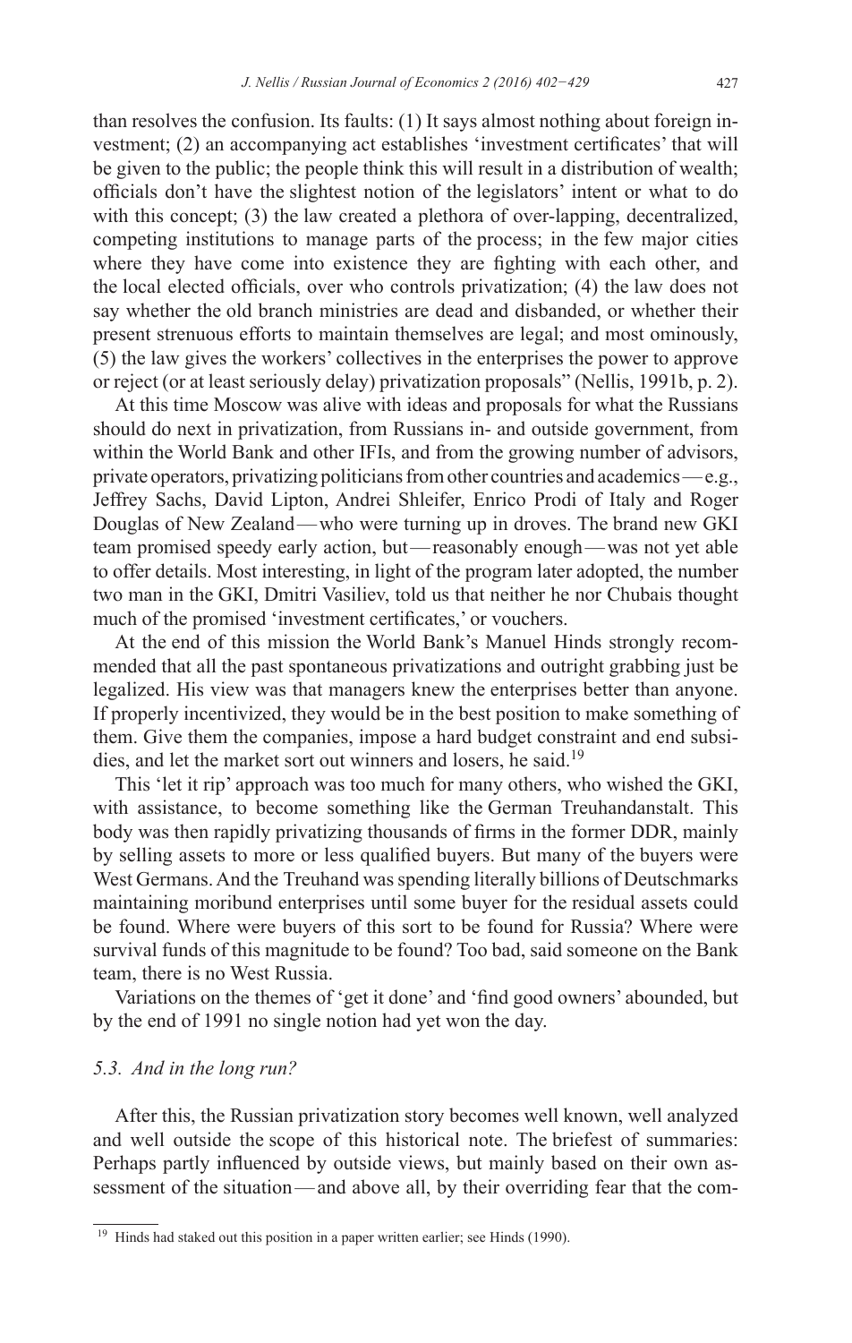than resolves the confusion. Its faults: (1) It says almost nothing about foreign investment; (2) an accompanying act establishes 'investment certificates' that will be given to the public; the people think this will result in a distribution of wealth; officials don't have the slightest notion of the legislators' intent or what to do with this concept; (3) the law created a plethora of over-lapping, decentralized, competing institutions to manage parts of the process; in the few major cities where they have come into existence they are fighting with each other, and the local elected officials, over who controls privatization; (4) the law does not say whether the old branch ministries are dead and disbanded, or whether their present strenuous efforts to maintain themselves are legal; and most ominously, (5) the law gives the workers' collectives in the enterprises the power to approve or reject (or at least seriously delay) privatization proposals" (Nellis, 1991b, p. 2).

At this time Moscow was alive with ideas and proposals for what the Russians should do next in privatization, from Russians in- and outside government, from within the World Bank and other IFIs, and from the growing number of advisors, private operators, privatizing politicians from other countries and academics — e.g., Jeffrey Sachs, David Lipton, Andrei Shleifer, Enrico Prodi of Italy and Roger Douglas of New Zealand — who were turning up in droves. The brand new GKI team promised speedy early action, but — reasonably enough — was not yet able to offer details. Most interesting, in light of the program later adopted, the number two man in the GKI, Dmitri Vasiliev, told us that neither he nor Chubais thought much of the promised 'investment certificates,' or vouchers.

At the end of this mission the World Bank's Manuel Hinds strongly recommended that all the past spontaneous privatizations and outright grabbing just be legalized. His view was that managers knew the enterprises better than anyone. If properly incentivized, they would be in the best position to make something of them. Give them the companies, impose a hard budget constraint and end subsidies, and let the market sort out winners and losers, he said.[19]

This 'let it rip' approach was too much for many others, who wished the GKI, with assistance, to become something like the German Treuhandanstalt. This body was then rapidly privatizing thousands of firms in the former DDR, mainly by selling assets to more or less qualified buyers. But many of the buyers were West Germans. And the Treuhand was spending literally billions of Deutschmarks maintaining moribund enterprises until some buyer for the residual assets could be found. Where were buyers of this sort to be found for Russia? Where were survival funds of this magnitude to be found? Too bad, said someone on the Bank team, there is no West Russia.

Variations on the themes of 'get it done' and 'find good owners' abounded, but by the end of 1991 no single notion had yet won the day.

### *5.3. And in the long run?*

After this, the Russian privatization story becomes well known, well analyzed and well outside the scope of this historical note. The briefest of summaries: Perhaps partly influenced by outside views, but mainly based on their own assessment of the situation — and above all, by their overriding fear that the com-

---

[19] Hinds had staked out this position in a paper written earlier; see Hinds (1990).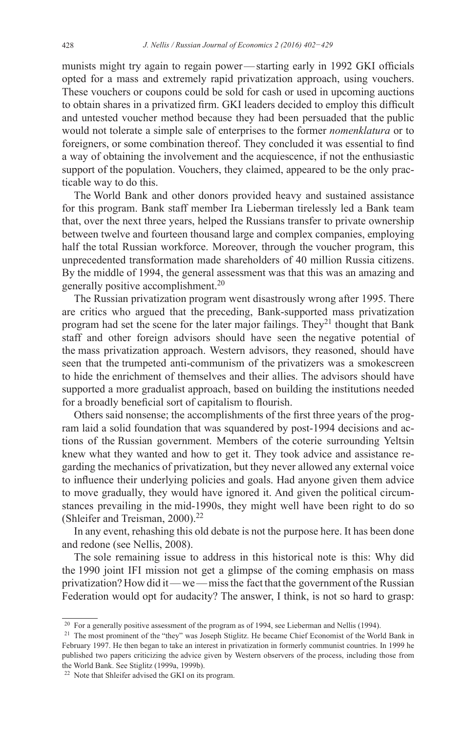munists might try again to regain power — starting early in 1992 GKI officials opted for a mass and extremely rapid privatization approach, using vouchers. These vouchers or coupons could be sold for cash or used in upcoming auctions to obtain shares in a privatized firm. GKI leaders decided to employ this difficult and untested voucher method because they had been persuaded that the public would not tolerate a simple sale of enterprises to the former *nomenklatura* or to foreigners, or some combination thereof. They concluded it was essential to find a way of obtaining the involvement and the acquiescence, if not the enthusiastic support of the population. Vouchers, they claimed, appeared to be the only practicable way to do this.

The World Bank and other donors provided heavy and sustained assistance for this program. Bank staff member Ira Lieberman tirelessly led a Bank team that, over the next three years, helped the Russians transfer to private ownership between twelve and fourteen thousand large and complex companies, employing half the total Russian workforce. Moreover, through the voucher program, this unprecedented transformation made shareholders of 40 million Russia citizens. By the middle of 1994, the general assessment was that this was an amazing and generally positive accomplishment.[20]

The Russian privatization program went disastrously wrong after 1995. There are critics who argued that the preceding, Bank-supported mass privatization program had set the scene for the later major failings. They[21] thought that Bank staff and other foreign advisors should have seen the negative potential of the mass privatization approach. Western advisors, they reasoned, should have seen that the trumpeted anti-communism of the privatizers was a smokescreen to hide the enrichment of themselves and their allies. The advisors should have supported a more gradualist approach, based on building the institutions needed for a broadly beneficial sort of capitalism to flourish.

Others said nonsense; the accomplishments of the first three years of the program laid a solid foundation that was squandered by post-1994 decisions and actions of the Russian government. Members of the coterie surrounding Yeltsin knew what they wanted and how to get it. They took advice and assistance regarding the mechanics of privatization, but they never allowed any external voice to influence their underlying policies and goals. Had anyone given them advice to move gradually, they would have ignored it. And given the political circumstances prevailing in the mid-1990s, they might well have been right to do so (Shleifer and Treisman, 2000).[22]

In any event, rehashing this old debate is not the purpose here. It has been done and redone (see Nellis, 2008).

The sole remaining issue to address in this historical note is this: Why did the 1990 joint IFI mission not get a glimpse of the coming emphasis on mass privatization? How did it — we — miss the fact that the government of the Russian Federation would opt for audacity? The answer, I think, is not so hard to grasp:

---

[20] For a generally positive assessment of the program as of 1994, see Lieberman and Nellis (1994).

[21] The most prominent of the "they" was Joseph Stiglitz. He became Chief Economist of the World Bank in February 1997. He then began to take an interest in privatization in formerly communist countries. In 1999 he published two papers criticizing the advice given by Western observers of the process, including those from the World Bank. See Stiglitz (1999a, 1999b).

[22] Note that Shleifer advised the GKI on its program.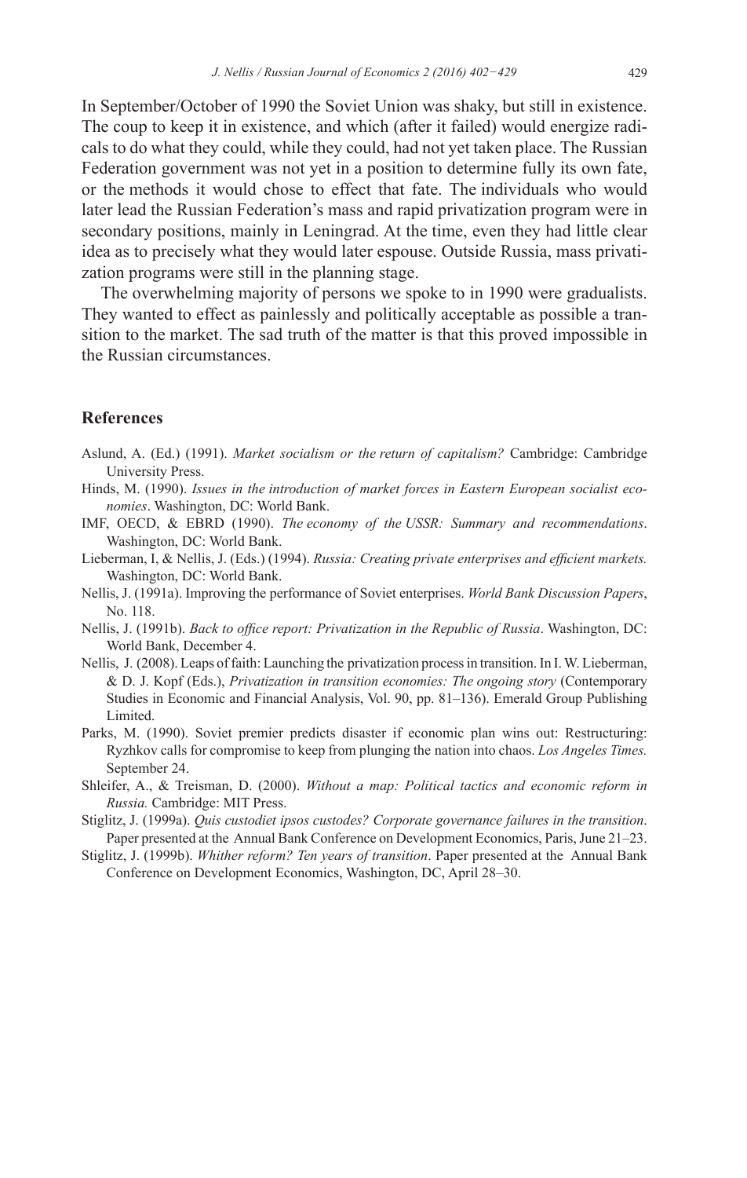In September/October of 1990 the Soviet Union was shaky, but still in existence. The coup to keep it in existence, and which (after it failed) would energize radicals to do what they could, while they could, had not yet taken place. The Russian Federation government was not yet in a position to determine fully its own fate, or the methods it would chose to effect that fate. The individuals who would later lead the Russian Federation's mass and rapid privatization program were in secondary positions, mainly in Leningrad. At the time, even they had little clear idea as to precisely what they would later espouse. Outside Russia, mass privatization programs were still in the planning stage.

The overwhelming majority of persons we spoke to in 1990 were gradualists. They wanted to effect as painlessly and politically acceptable as possible a transition to the market. The sad truth of the matter is that this proved impossible in the Russian circumstances.

## References

Aslund, A. (Ed.) (1991). *Market socialism or the return of capitalism?* Cambridge: Cambridge University Press.

Hinds, M. (1990). *Issues in the introduction of market forces in Eastern European socialist economies*. Washington, DC: World Bank.

IMF, OECD, & EBRD (1990). *The economy of the USSR: Summary and recommendations*. Washington, DC: World Bank.

Lieberman, I, & Nellis, J. (Eds.) (1994). *Russia: Creating private enterprises and efficient markets.* Washington, DC: World Bank.

Nellis, J. (1991a). Improving the performance of Soviet enterprises. *World Bank Discussion Papers*, No. 118.

Nellis, J. (1991b). *Back to office report: Privatization in the Republic of Russia*. Washington, DC: World Bank, December 4.

Nellis, J. (2008). Leaps of faith: Launching the privatization process in transition. In I. W. Lieberman, & D. J. Kopf (Eds.), *Privatization in transition economies: The ongoing story* (Contemporary Studies in Economic and Financial Analysis, Vol. 90, pp. 81–136). Emerald Group Publishing Limited.

Parks, M. (1990). Soviet premier predicts disaster if economic plan wins out: Restructuring: Ryzhkov calls for compromise to keep from plunging the nation into chaos. *Los Angeles Times.* September 24.

Shleifer, A., & Treisman, D. (2000). *Without a map: Political tactics and economic reform in Russia.* Cambridge: MIT Press.

Stiglitz, J. (1999a). *Quis custodiet ipsos custodes? Corporate governance failures in the transition*. Paper presented at the Annual Bank Conference on Development Economics, Paris, June 21–23.

Stiglitz, J. (1999b). *Whither reform? Ten years of transition*. Paper presented at the Annual Bank Conference on Development Economics, Washington, DC, April 28–30.